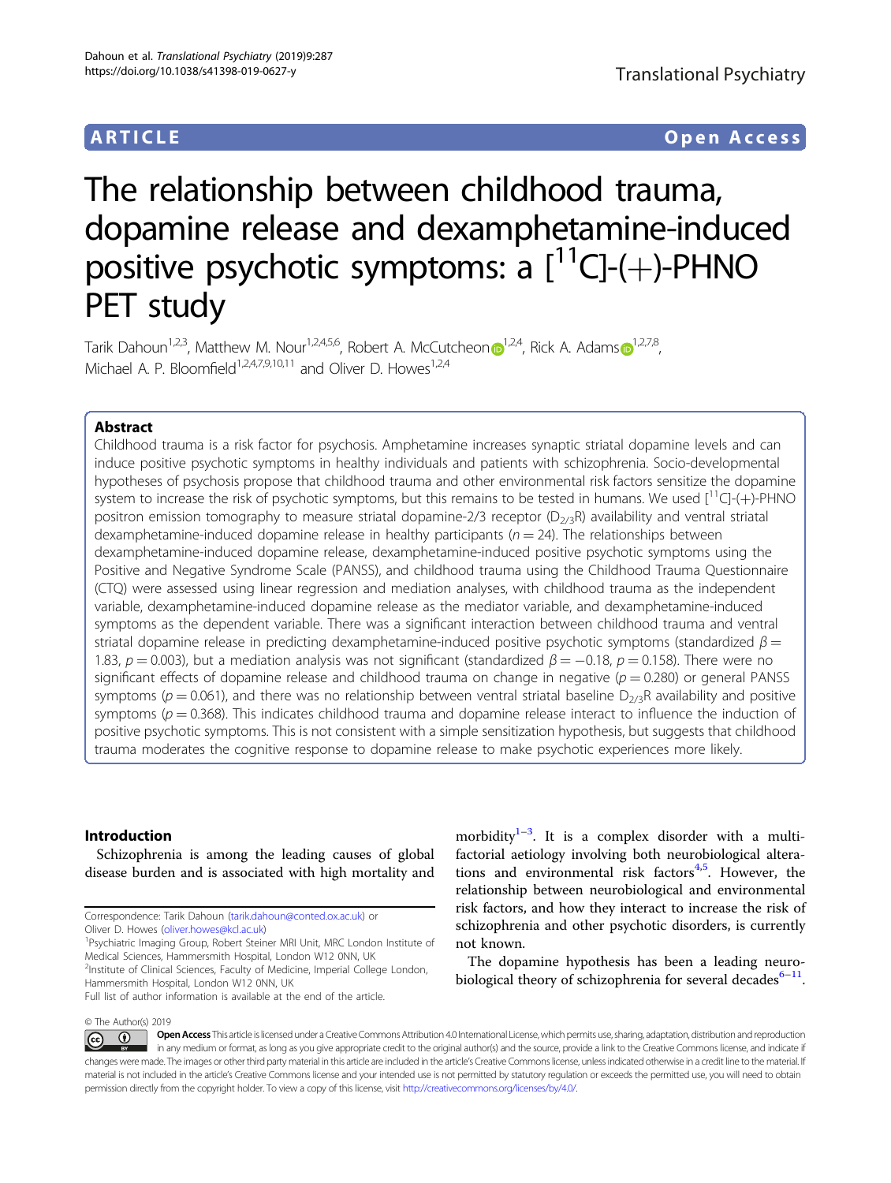ARTICLE Open Access

# The relationship between childhood trauma, dopamine release and dexamphetamine-induced positive psychotic symptoms: a [$^{11}$C]-(+)-PHNO PET study

Tarik Dahoun[1,2,3], Matthew M. Nour[1,2,4,5,6], Robert A. McCutcheon[1,2,4], Rick A. Adams[1,2,7,8], Michael A. P. Bloomfield[1,2,4,7,9,10,11] and Oliver D. Howes[1,2,4]

## Abstract

Childhood trauma is a risk factor for psychosis. Amphetamine increases synaptic striatal dopamine levels and can induce positive psychotic symptoms in healthy individuals and patients with schizophrenia. Socio-developmental hypotheses of psychosis propose that childhood trauma and other environmental risk factors sensitize the dopamine system to increase the risk of psychotic symptoms, but this remains to be tested in humans. We used [$^{11}$C]-(+)-PHNO positron emission tomography to measure striatal dopamine-2/3 receptor ($D_{2/3}R$) availability and ventral striatal dexamphetamine-induced dopamine release in healthy participants ($n = 24$). The relationships between dexamphetamine-induced dopamine release, dexamphetamine-induced positive psychotic symptoms using the Positive and Negative Syndrome Scale (PANSS), and childhood trauma using the Childhood Trauma Questionnaire (CTQ) were assessed using linear regression and mediation analyses, with childhood trauma as the independent variable, dexamphetamine-induced dopamine release as the mediator variable, and dexamphetamine-induced symptoms as the dependent variable. There was a significant interaction between childhood trauma and ventral striatal dopamine release in predicting dexamphetamine-induced positive psychotic symptoms (standardized $\beta = 1.83$, $p = 0.003$), but a mediation analysis was not significant (standardized $\beta = -0.18$, $p = 0.158$). There were no significant effects of dopamine release and childhood trauma on change in negative ($p = 0.280$) or general PANSS symptoms ($p = 0.061$), and there was no relationship between ventral striatal baseline $D_{2/3}R$ availability and positive symptoms ($p = 0.368$). This indicates childhood trauma and dopamine release interact to influence the induction of positive psychotic symptoms. This is not consistent with a simple sensitization hypothesis, but suggests that childhood trauma moderates the cognitive response to dopamine release to make psychotic experiences more likely.

## Introduction

Schizophrenia is among the leading causes of global disease burden and is associated with high mortality and morbidity[1–3]. It is a complex disorder with a multifactorial aetiology involving both neurobiological alterations and environmental risk factors[4,5]. However, the relationship between neurobiological and environmental risk factors, and how they interact to increase the risk of schizophrenia and other psychotic disorders, is currently not known.

The dopamine hypothesis has been a leading neurobiological theory of schizophrenia for several decades[6–11].

Correspondence: Tarik Dahoun (tarik.dahoun@conted.ox.ac.uk) or Oliver D. Howes (oliver.howes@kcl.ac.uk)

[1]Psychiatric Imaging Group, Robert Steiner MRI Unit, MRC London Institute of Medical Sciences, Hammersmith Hospital, London W12 0NN, UK

[2]Institute of Clinical Sciences, Faculty of Medicine, Imperial College London, Hammersmith Hospital, London W12 0NN, UK

Full list of author information is available at the end of the article.

© The Author(s) 2019

Open Access This article is licensed under a Creative Commons Attribution 4.0 International License, which permits use, sharing, adaptation, distribution and reproduction in any medium or format, as long as you give appropriate credit to the original author(s) and the source, provide a link to the Creative Commons license, and indicate if changes were made. The images or other third party material in this article are included in the article's Creative Commons license, unless indicated otherwise in a credit line to the material. If material is not included in the article's Creative Commons license and your intended use is not permitted by statutory regulation or exceeds the permitted use, you will need to obtain permission directly from the copyright holder. To view a copy of this license, visit http://creativecommons.org/licenses/by/4.0/.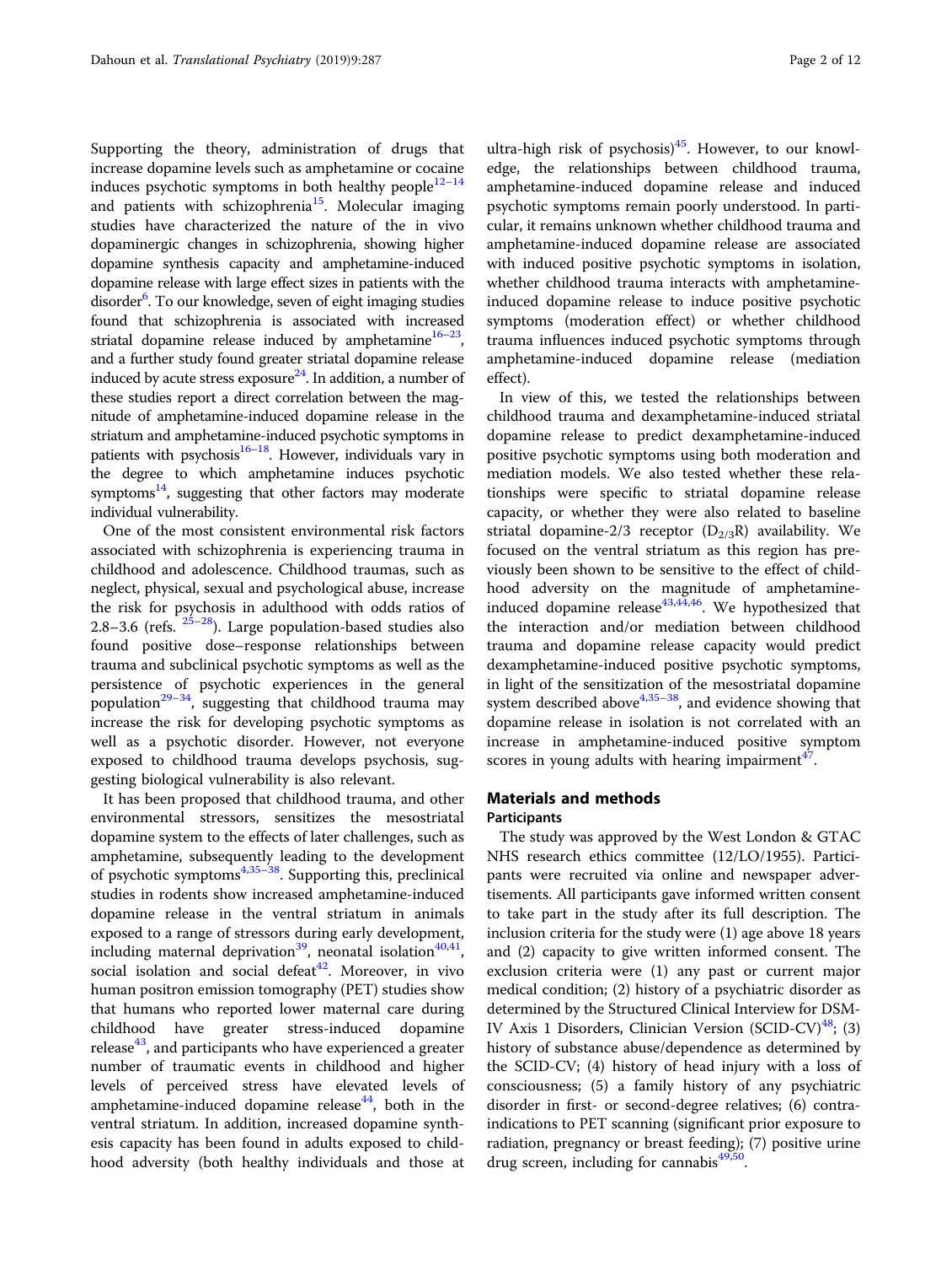Supporting the theory, administration of drugs that increase dopamine levels such as amphetamine or cocaine induces psychotic symptoms in both healthy people[12–14] and patients with schizophrenia[15]. Molecular imaging studies have characterized the nature of the in vivo dopaminergic changes in schizophrenia, showing higher dopamine synthesis capacity and amphetamine-induced dopamine release with large effect sizes in patients with the disorder[6]. To our knowledge, seven of eight imaging studies found that schizophrenia is associated with increased striatal dopamine release induced by amphetamine[16–23], and a further study found greater striatal dopamine release induced by acute stress exposure[24]. In addition, a number of these studies report a direct correlation between the magnitude of amphetamine-induced dopamine release in the striatum and amphetamine-induced psychotic symptoms in patients with psychosis[16–18]. However, individuals vary in the degree to which amphetamine induces psychotic symptoms[14], suggesting that other factors may moderate individual vulnerability.

One of the most consistent environmental risk factors associated with schizophrenia is experiencing trauma in childhood and adolescence. Childhood traumas, such as neglect, physical, sexual and psychological abuse, increase the risk for psychosis in adulthood with odds ratios of 2.8–3.6 (refs. [25–28]). Large population-based studies also found positive dose–response relationships between trauma and subclinical psychotic symptoms as well as the persistence of psychotic experiences in the general population[29–34], suggesting that childhood trauma may increase the risk for developing psychotic symptoms as well as a psychotic disorder. However, not everyone exposed to childhood trauma develops psychosis, suggesting biological vulnerability is also relevant.

It has been proposed that childhood trauma, and other environmental stressors, sensitizes the mesostriatal dopamine system to the effects of later challenges, such as amphetamine, subsequently leading to the development of psychotic symptoms[4,35–38]. Supporting this, preclinical studies in rodents show increased amphetamine-induced dopamine release in the ventral striatum in animals exposed to a range of stressors during early development, including maternal deprivation[39], neonatal isolation[40,41], social isolation and social defeat[42]. Moreover, in vivo human positron emission tomography (PET) studies show that humans who reported lower maternal care during childhood have greater stress-induced dopamine release[43], and participants who have experienced a greater number of traumatic events in childhood and higher levels of perceived stress have elevated levels of amphetamine-induced dopamine release[44], both in the ventral striatum. In addition, increased dopamine synthesis capacity has been found in adults exposed to childhood adversity (both healthy individuals and those at ultra-high risk of psychosis)[45]. However, to our knowledge, the relationships between childhood trauma, amphetamine-induced dopamine release and induced psychotic symptoms remain poorly understood. In particular, it remains unknown whether childhood trauma and amphetamine-induced dopamine release are associated with induced positive psychotic symptoms in isolation, whether childhood trauma interacts with amphetamine-induced dopamine release to induce positive psychotic symptoms (moderation effect) or whether childhood trauma influences induced psychotic symptoms through amphetamine-induced dopamine release (mediation effect).

In view of this, we tested the relationships between childhood trauma and dexamphetamine-induced striatal dopamine release to predict dexamphetamine-induced positive psychotic symptoms using both moderation and mediation models. We also tested whether these relationships were specific to striatal dopamine release capacity, or whether they were also related to baseline striatal dopamine-2/3 receptor ($D_{2/3}R$) availability. We focused on the ventral striatum as this region has previously been shown to be sensitive to the effect of childhood adversity on the magnitude of amphetamine-induced dopamine release[43,44,46]. We hypothesized that the interaction and/or mediation between childhood trauma and dopamine release capacity would predict dexamphetamine-induced positive psychotic symptoms, in light of the sensitization of the mesostriatal dopamine system described above[4,35–38], and evidence showing that dopamine release in isolation is not correlated with an increase in amphetamine-induced positive symptom scores in young adults with hearing impairment[47].

## Materials and methods

### Participants

The study was approved by the West London & GTAC NHS research ethics committee (12/LO/1955). Participants were recruited via online and newspaper advertisements. All participants gave informed written consent to take part in the study after its full description. The inclusion criteria for the study were (1) age above 18 years and (2) capacity to give written informed consent. The exclusion criteria were (1) any past or current major medical condition; (2) history of a psychiatric disorder as determined by the Structured Clinical Interview for DSM-IV Axis 1 Disorders, Clinician Version (SCID-CV)[48]; (3) history of substance abuse/dependence as determined by the SCID-CV; (4) history of head injury with a loss of consciousness; (5) a family history of any psychiatric disorder in first- or second-degree relatives; (6) contraindications to PET scanning (significant prior exposure to radiation, pregnancy or breast feeding); (7) positive urine drug screen, including for cannabis[49,50].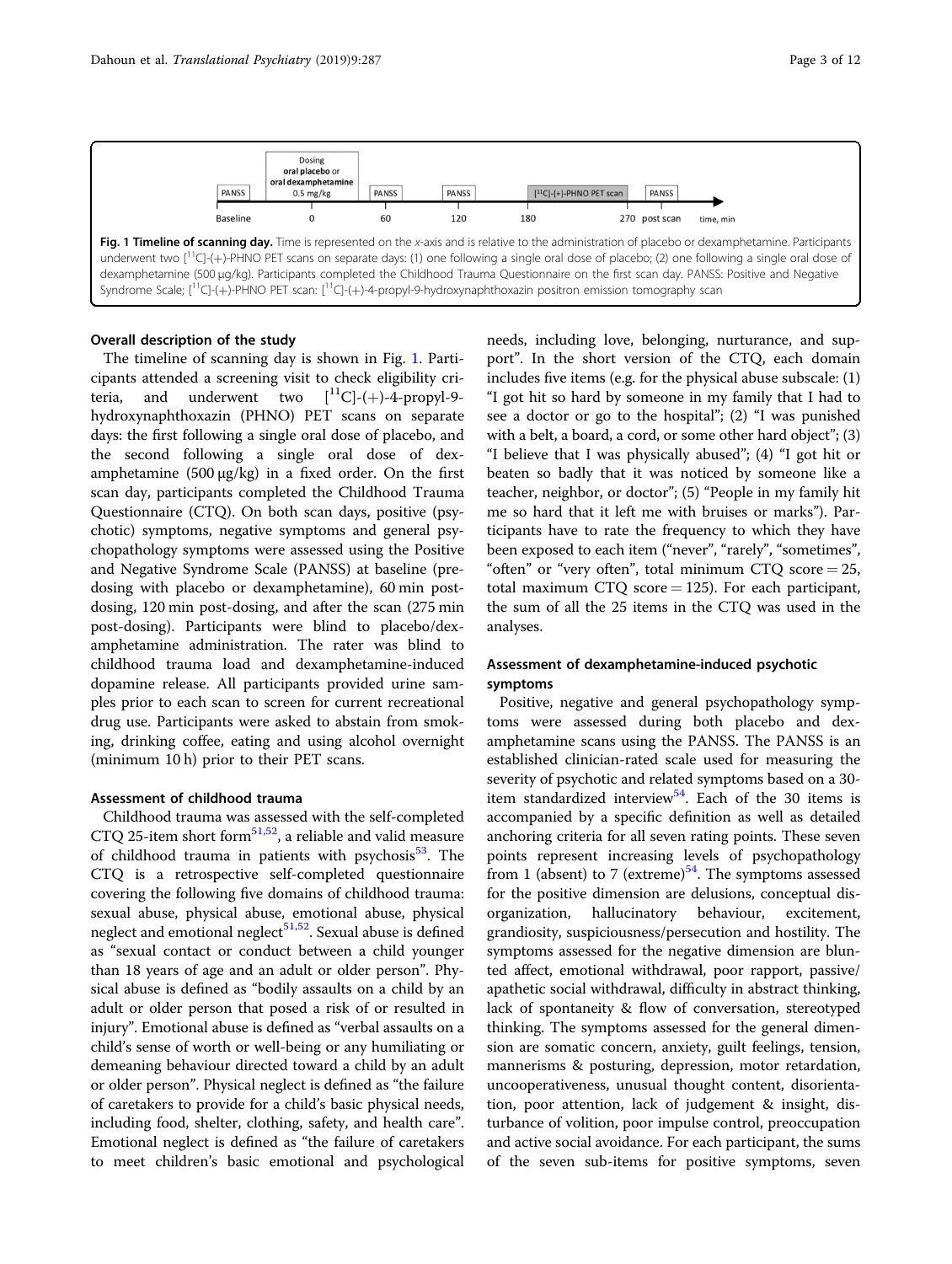| PANSS | Dosing oral placebo or oral dexamphetamine 0.5 mg/kg | PANSS | PANSS | $[^{11}C]$-(+)-PHNO PET scan | PANSS | |
|---|---|---|---|---|---|---|
| Baseline | 0 | 60 | 120 | 180 | 270 post scan | time, min |

**Fig. 1 Timeline of scanning day.** Time is represented on the *x*-axis and is relative to the administration of placebo or dexamphetamine. Participants underwent two $[^{11}C]$-(+)-PHNO PET scans on separate days: (1) one following a single oral dose of placebo; (2) one following a single oral dose of dexamphetamine (500 µg/kg). Participants completed the Childhood Trauma Questionnaire on the first scan day. PANSS: Positive and Negative Syndrome Scale; $[^{11}C]$-(+)-PHNO PET scan: $[^{11}C]$-(+)-4-propyl-9-hydroxynaphthoxazin positron emission tomography scan

#### Overall description of the study

The timeline of scanning day is shown in Fig. 1. Participants attended a screening visit to check eligibility criteria, and underwent two $[^{11}C]$-(+)-4-propyl-9-hydroxynaphthoxazin (PHNO) PET scans on separate days: the first following a single oral dose of placebo, and the second following a single oral dose of dexamphetamine (500 µg/kg) in a fixed order. On the first scan day, participants completed the Childhood Trauma Questionnaire (CTQ). On both scan days, positive (psychotic) symptoms, negative symptoms and general psychopathology symptoms were assessed using the Positive and Negative Syndrome Scale (PANSS) at baseline (pre-dosing with placebo or dexamphetamine), 60 min post-dosing, 120 min post-dosing, and after the scan (275 min post-dosing). Participants were blind to placebo/dexamphetamine administration. The rater was blind to childhood trauma load and dexamphetamine-induced dopamine release. All participants provided urine samples prior to each scan to screen for current recreational drug use. Participants were asked to abstain from smoking, drinking coffee, eating and using alcohol overnight (minimum 10 h) prior to their PET scans.

#### Assessment of childhood trauma

Childhood trauma was assessed with the self-completed CTQ 25-item short form[51,52], a reliable and valid measure of childhood trauma in patients with psychosis[53]. The CTQ is a retrospective self-completed questionnaire covering the following five domains of childhood trauma: sexual abuse, physical abuse, emotional abuse, physical neglect and emotional neglect[51,52]. Sexual abuse is defined as "sexual contact or conduct between a child younger than 18 years of age and an adult or older person". Physical abuse is defined as "bodily assaults on a child by an adult or older person that posed a risk of or resulted in injury". Emotional abuse is defined as "verbal assaults on a child's sense of worth or well-being or any humiliating or demeaning behaviour directed toward a child by an adult or older person". Physical neglect is defined as "the failure of caretakers to provide for a child's basic physical needs, including food, shelter, clothing, safety, and health care". Emotional neglect is defined as "the failure of caretakers to meet children's basic emotional and psychological needs, including love, belonging, nurturance, and support". In the short version of the CTQ, each domain includes five items (e.g. for the physical abuse subscale: (1) "I got hit so hard by someone in my family that I had to see a doctor or go to the hospital"; (2) "I was punished with a belt, a board, a cord, or some other hard object"; (3) "I believe that I was physically abused"; (4) "I got hit or beaten so badly that it was noticed by someone like a teacher, neighbor, or doctor"; (5) "People in my family hit me so hard that it left me with bruises or marks"). Participants have to rate the frequency to which they have been exposed to each item ("never", "rarely", "sometimes", "often" or "very often", total minimum CTQ score = 25, total maximum CTQ score = 125). For each participant, the sum of all the 25 items in the CTQ was used in the analyses.

#### Assessment of dexamphetamine-induced psychotic symptoms

Positive, negative and general psychopathology symptoms were assessed during both placebo and dexamphetamine scans using the PANSS. The PANSS is an established clinician-rated scale used for measuring the severity of psychotic and related symptoms based on a 30-item standardized interview[54]. Each of the 30 items is accompanied by a specific definition as well as detailed anchoring criteria for all seven rating points. These seven points represent increasing levels of psychopathology from 1 (absent) to 7 (extreme)[54]. The symptoms assessed for the positive dimension are delusions, conceptual disorganization, hallucinatory behaviour, excitement, grandiosity, suspiciousness/persecution and hostility. The symptoms assessed for the negative dimension are blunted affect, emotional withdrawal, poor rapport, passive/apathetic social withdrawal, difficulty in abstract thinking, lack of spontaneity & flow of conversation, stereotyped thinking. The symptoms assessed for the general dimension are somatic concern, anxiety, guilt feelings, tension, mannerisms & posturing, depression, motor retardation, uncooperativeness, unusual thought content, disorientation, poor attention, lack of judgement & insight, disturbance of volition, poor impulse control, preoccupation and active social avoidance. For each participant, the sums of the seven sub-items for positive symptoms, seven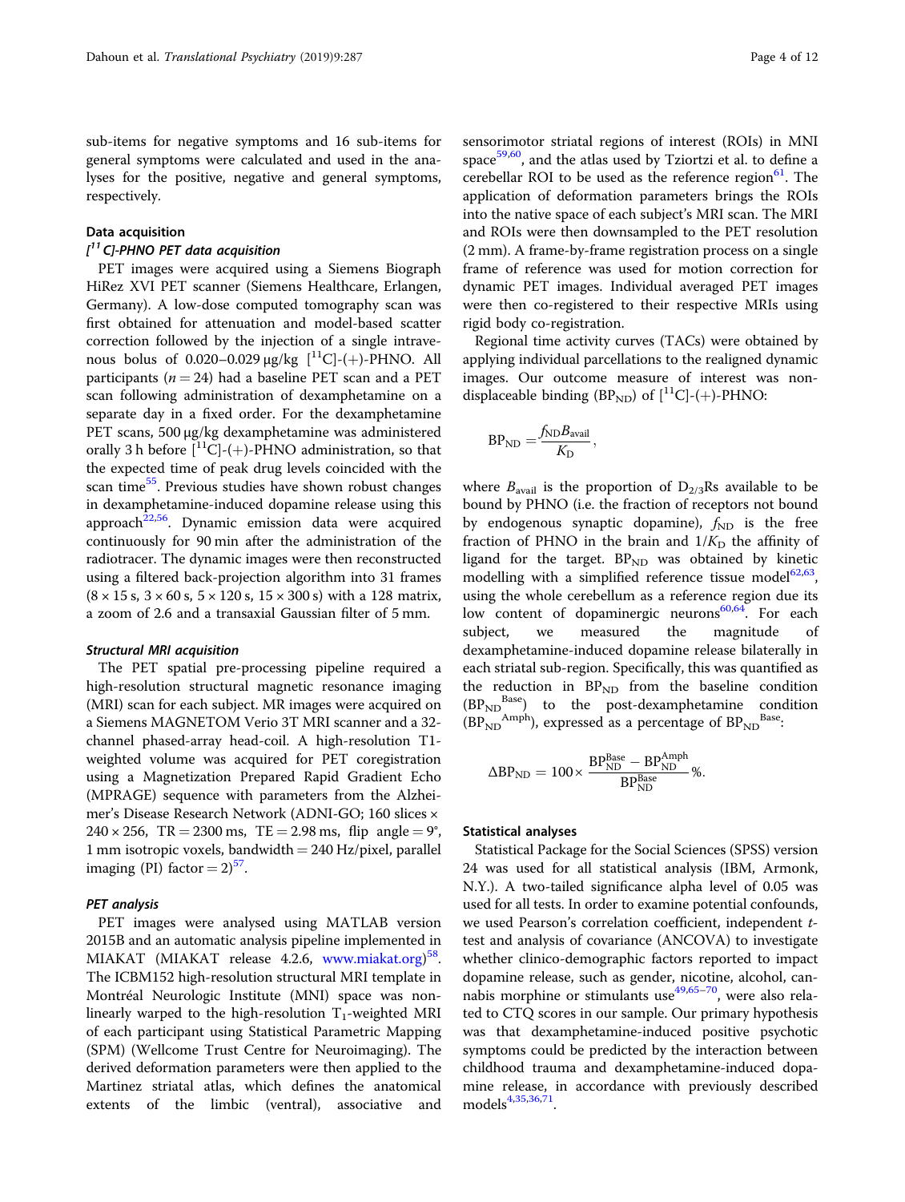sub-items for negative symptoms and 16 sub-items for general symptoms were calculated and used in the analyses for the positive, negative and general symptoms, respectively.

### Data acquisition

#### [$^{11}$C]-PHNO PET data acquisition

PET images were acquired using a Siemens Biograph HiRez XVI PET scanner (Siemens Healthcare, Erlangen, Germany). A low-dose computed tomography scan was first obtained for attenuation and model-based scatter correction followed by the injection of a single intravenous bolus of 0.020–0.029 µg/kg [$^{11}$C]-(+)-PHNO. All participants ($n = 24$) had a baseline PET scan and a PET scan following administration of dexamphetamine on a separate day in a fixed order. For the dexamphetamine PET scans, 500 µg/kg dexamphetamine was administered orally 3 h before [$^{11}$C]-(+)-PHNO administration, so that the expected time of peak drug levels coincided with the scan time[55]. Previous studies have shown robust changes in dexamphetamine-induced dopamine release using this approach[22,56]. Dynamic emission data were acquired continuously for 90 min after the administration of the radiotracer. The dynamic images were then reconstructed using a filtered back-projection algorithm into 31 frames (8 × 15 s, 3 × 60 s, 5 × 120 s, 15 × 300 s) with a 128 matrix, a zoom of 2.6 and a transaxial Gaussian filter of 5 mm.

#### Structural MRI acquisition

The PET spatial pre-processing pipeline required a high-resolution structural magnetic resonance imaging (MRI) scan for each subject. MR images were acquired on a Siemens MAGNETOM Verio 3T MRI scanner and a 32-channel phased-array head-coil. A high-resolution T1-weighted volume was acquired for PET coregistration using a Magnetization Prepared Rapid Gradient Echo (MPRAGE) sequence with parameters from the Alzheimer's Disease Research Network (ADNI-GO; 160 slices × 240 × 256, TR = 2300 ms, TE = 2.98 ms, flip angle = 9°, 1 mm isotropic voxels, bandwidth = 240 Hz/pixel, parallel imaging (PI) factor = 2)[57].

#### PET analysis

PET images were analysed using MATLAB version 2015B and an automatic analysis pipeline implemented in MIAKAT (MIAKAT release 4.2.6, www.miakat.org)[58]. The ICBM152 high-resolution structural MRI template in Montréal Neurologic Institute (MNI) space was non-linearly warped to the high-resolution $T_1$-weighted MRI of each participant using Statistical Parametric Mapping (SPM) (Wellcome Trust Centre for Neuroimaging). The derived deformation parameters were then applied to the Martinez striatal atlas, which defines the anatomical extents of the limbic (ventral), associative and sensorimotor striatal regions of interest (ROIs) in MNI space[59,60], and the atlas used by Tziortzi et al. to define a cerebellar ROI to be used as the reference region[61]. The application of deformation parameters brings the ROIs into the native space of each subject's MRI scan. The MRI and ROIs were then downsampled to the PET resolution (2 mm). A frame-by-frame registration process on a single frame of reference was used for motion correction for dynamic PET images. Individual averaged PET images were then co-registered to their respective MRIs using rigid body co-registration.

Regional time activity curves (TACs) were obtained by applying individual parcellations to the realigned dynamic images. Our outcome measure of interest was non-displaceable binding ($BP_{ND}$) of [$^{11}$C]-(+)-PHNO:

$$BP_{ND} = \frac{f_{ND} B_{avail}}{K_D},$$

where $B_{avail}$ is the proportion of $D_{2/3}$Rs available to be bound by PHNO (i.e. the fraction of receptors not bound by endogenous synaptic dopamine), $f_{ND}$ is the free fraction of PHNO in the brain and $1/K_D$ the affinity of ligand for the target. $BP_{ND}$ was obtained by kinetic modelling with a simplified reference tissue model[62,63], using the whole cerebellum as a reference region due its low content of dopaminergic neurons[60,64]. For each subject, we measured the magnitude of dexamphetamine-induced dopamine release bilaterally in each striatal sub-region. Specifically, this was quantified as the reduction in $BP_{ND}$ from the baseline condition ($BP_{ND}^{Base}$) to the post-dexamphetamine condition ($BP_{ND}^{Amph}$), expressed as a percentage of $BP_{ND}^{Base}$:

$$\Delta BP_{ND} = 100 \times \frac{BP_{ND}^{Base} - BP_{ND}^{Amph}}{BP_{ND}^{Base}} \%.$$

### Statistical analyses

Statistical Package for the Social Sciences (SPSS) version 24 was used for all statistical analysis (IBM, Armonk, N.Y.). A two-tailed significance alpha level of 0.05 was used for all tests. In order to examine potential confounds, we used Pearson's correlation coefficient, independent $t$-test and analysis of covariance (ANCOVA) to investigate whether clinico-demographic factors reported to impact dopamine release, such as gender, nicotine, alcohol, cannabis morphine or stimulants use[49,65–70], were also related to CTQ scores in our sample. Our primary hypothesis was that dexamphetamine-induced positive psychotic symptoms could be predicted by the interaction between childhood trauma and dexamphetamine-induced dopamine release, in accordance with previously described models[4,35,36,71].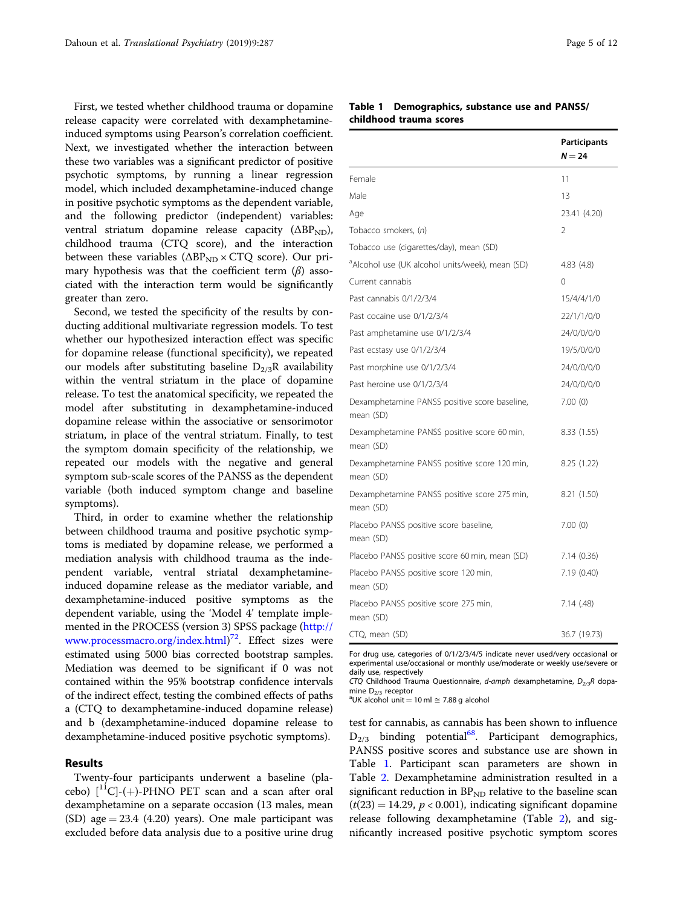First, we tested whether childhood trauma or dopamine release capacity were correlated with dexamphetamine-induced symptoms using Pearson's correlation coefficient. Next, we investigated whether the interaction between these two variables was a significant predictor of positive psychotic symptoms, by running a linear regression model, which included dexamphetamine-induced change in positive psychotic symptoms as the dependent variable, and the following predictor (independent) variables: ventral striatum dopamine release capacity ($\Delta BP_{ND}$), childhood trauma (CTQ score), and the interaction between these variables ($\Delta BP_{ND} \times$ CTQ score). Our primary hypothesis was that the coefficient term ($\beta$) associated with the interaction term would be significantly greater than zero.

Second, we tested the specificity of the results by conducting additional multivariate regression models. To test whether our hypothesized interaction effect was specific for dopamine release (functional specificity), we repeated our models after substituting baseline $D_{2/3}R$ availability within the ventral striatum in the place of dopamine release. To test the anatomical specificity, we repeated the model after substituting in dexamphetamine-induced dopamine release within the associative or sensorimotor striatum, in place of the ventral striatum. Finally, to test the symptom domain specificity of the relationship, we repeated our models with the negative and general symptom sub-scale scores of the PANSS as the dependent variable (both induced symptom change and baseline symptoms).

Third, in order to examine whether the relationship between childhood trauma and positive psychotic symptoms is mediated by dopamine release, we performed a mediation analysis with childhood trauma as the independent variable, ventral striatal dexamphetamine-induced dopamine release as the mediator variable, and dexamphetamine-induced positive symptoms as the dependent variable, using the 'Model 4' template implemented in the PROCESS (version 3) SPSS package (http://www.processmacro.org/index.html)[72]. Effect sizes were estimated using 5000 bias corrected bootstrap samples. Mediation was deemed to be significant if 0 was not contained within the 95% bootstrap confidence intervals of the indirect effect, testing the combined effects of paths a (CTQ to dexamphetamine-induced dopamine release) and b (dexamphetamine-induced dopamine release to dexamphetamine-induced positive psychotic symptoms).

## Results

Twenty-four participants underwent a baseline (placebo) [$^{11}$C]-(+)-PHNO PET scan and a scan after oral dexamphetamine on a separate occasion (13 males, mean (SD) age = 23.4 (4.20) years). One male participant was excluded before data analysis due to a positive urine drug test for cannabis, as cannabis has been shown to influence $D_{2/3}$ binding potential[68]. Participant demographics, PANSS positive scores and substance use are shown in Table 1. Participant scan parameters are shown in Table 2. Dexamphetamine administration resulted in a significant reduction in $BP_{ND}$ relative to the baseline scan ($t(23) = 14.29$, $p < 0.001$), indicating significant dopamine release following dexamphetamine (Table 2), and significantly increased positive psychotic symptom scores

**Table 1 Demographics, substance use and PANSS/childhood trauma scores**

| | Participants $N = 24$ |
|---|---|
| Female | 11 |
| Male | 13 |
| Age | 23.41 (4.20) |
| Tobacco smokers, (n) | 2 |
| Tobacco use (cigarettes/day), mean (SD) | |
| [a]Alcohol use (UK alcohol units/week), mean (SD) | 4.83 (4.8) |
| Current cannabis | 0 |
| Past cannabis 0/1/2/3/4 | 15/4/4/1/0 |
| Past cocaine use 0/1/2/3/4 | 22/1/1/0/0 |
| Past amphetamine use 0/1/2/3/4 | 24/0/0/0/0 |
| Past ecstasy use 0/1/2/3/4 | 19/5/0/0/0 |
| Past morphine use 0/1/2/3/4 | 24/0/0/0/0 |
| Past heroine use 0/1/2/3/4 | 24/0/0/0/0 |
| Dexamphetamine PANSS positive score baseline, mean (SD) | 7.00 (0) |
| Dexamphetamine PANSS positive score 60 min, mean (SD) | 8.33 (1.55) |
| Dexamphetamine PANSS positive score 120 min, mean (SD) | 8.25 (1.22) |
| Dexamphetamine PANSS positive score 275 min, mean (SD) | 8.21 (1.50) |
| Placebo PANSS positive score baseline, mean (SD) | 7.00 (0) |
| Placebo PANSS positive score 60 min, mean (SD) | 7.14 (0.36) |
| Placebo PANSS positive score 120 min, mean (SD) | 7.19 (0.40) |
| Placebo PANSS positive score 275 min, mean (SD) | 7.14 (.48) |
| CTQ, mean (SD) | 36.7 (19.73) |

For drug use, categories of 0/1/2/3/4/5 indicate never used/very occasional or experimental use/occasional or monthly use/moderate or weekly use/severe or daily use, respectively

*CTQ* Childhood Trauma Questionnaire, *d-amph* dexamphetamine, *$D_{2/3}R$* dopamine $D_{2/3}$ receptor

[a]UK alcohol unit = 10 ml ≅ 7.88 g alcohol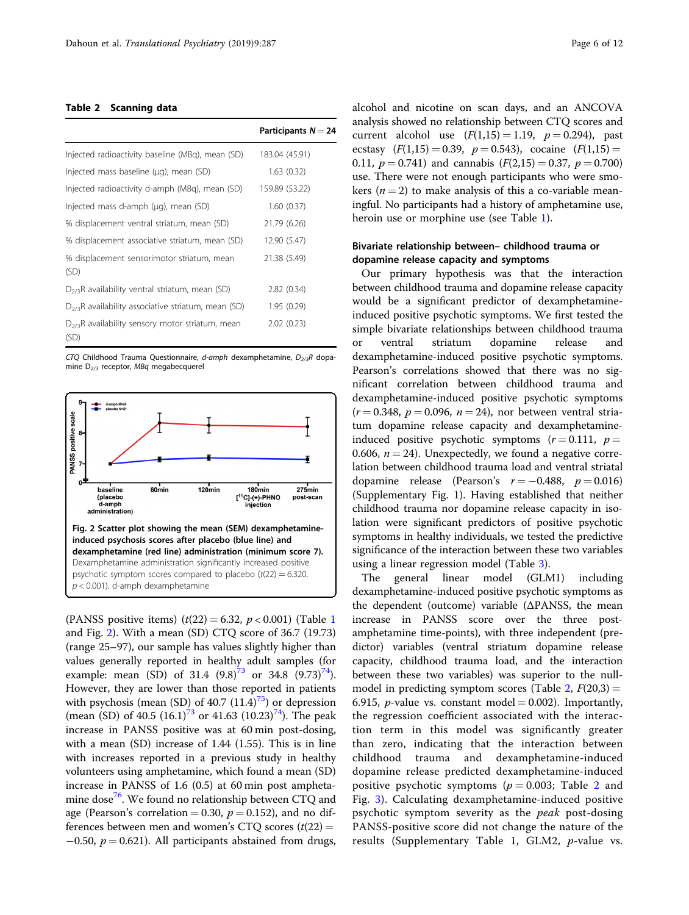**Table 2 Scanning data**

| | Participants $N = 24$ |
|---|---|
| Injected radioactivity baseline (MBq), mean (SD) | 183.04 (45.91) |
| Injected mass baseline (μg), mean (SD) | 1.63 (0.32) |
| Injected radioactivity d-amph (MBq), mean (SD) | 159.89 (53.22) |
| Injected mass d-amph (μg), mean (SD) | 1.60 (0.37) |
| % displacement ventral striatum, mean (SD) | 21.79 (6.26) |
| % displacement associative striatum, mean (SD) | 12.90 (5.47) |
| % displacement sensorimotor striatum, mean (SD) | 21.38 (5.49) |
| $D_{2/3}R$ availability ventral striatum, mean (SD) | 2.82 (0.34) |
| $D_{2/3}R$ availability associative striatum, mean (SD) | 1.95 (0.29) |
| $D_{2/3}R$ availability sensory motor striatum, mean (SD) | 2.02 (0.23) |

*CTQ* Childhood Trauma Questionnaire, *d-amph* dexamphetamine, $D_{2/3}R$ dopamine $D_{2/3}$ receptor, *MBq* megabecquerel

**Fig. 2 Scatter plot showing the mean (SEM) dexamphetamine-induced psychosis scores after placebo (blue line) and dexamphetamine (red line) administration (minimum score 7).** Dexamphetamine administration significantly increased positive psychotic symptom scores compared to placebo ($t(22) = 6.320$, $p < 0.001$). d-amph dexamphetamine

(PANSS positive items) ($t(22) = 6.32$, $p < 0.001$) (Table 1 and Fig. 2). With a mean (SD) CTQ score of 36.7 (19.73) (range 25–97), our sample has values slightly higher than values generally reported in healthy adult samples (for example: mean (SD) of 31.4 (9.8)[73] or 34.8 (9.73)[74]). However, they are lower than those reported in patients with psychosis (mean (SD) of 40.7 (11.4)[75]) or depression (mean (SD) of 40.5 (16.1)[73] or 41.63 (10.23)[74]). The peak increase in PANSS positive was at 60 min post-dosing, with a mean (SD) increase of 1.44 (1.55). This is in line with increases reported in a previous study in healthy volunteers using amphetamine, which found a mean (SD) increase in PANSS of 1.6 (0.5) at 60 min post amphetamine dose[76]. We found no relationship between CTQ and age (Pearson's correlation = 0.30, $p = 0.152$), and no differences between men and women's CTQ scores ($t(22) = -0.50$, $p = 0.621$). All participants abstained from drugs, alcohol and nicotine on scan days, and an ANCOVA analysis showed no relationship between CTQ scores and current alcohol use ($F(1,15) = 1.19$, $p = 0.294$), past ecstasy ($F(1,15) = 0.39$, $p = 0.543$), cocaine ($F(1,15) = 0.11$, $p = 0.741$) and cannabis ($F(2,15) = 0.37$, $p = 0.700$) use. There were not enough participants who were smokers ($n = 2$) to make analysis of this a co-variable meaningful. No participants had a history of amphetamine use, heroin use or morphine use (see Table 1).

### Bivariate relationship between– childhood trauma or dopamine release capacity and symptoms

Our primary hypothesis was that the interaction between childhood trauma and dopamine release capacity would be a significant predictor of dexamphetamine-induced positive psychotic symptoms. We first tested the simple bivariate relationships between childhood trauma or ventral striatum dopamine release and dexamphetamine-induced positive psychotic symptoms. Pearson's correlations showed that there was no significant correlation between childhood trauma and dexamphetamine-induced positive psychotic symptoms ($r = 0.348$, $p = 0.096$, $n = 24$), nor between ventral striatum dopamine release capacity and dexamphetamine-induced positive psychotic symptoms ($r = 0.111$, $p = 0.606$, $n = 24$). Unexpectedly, we found a negative correlation between childhood trauma load and ventral striatal dopamine release (Pearson's $r = -0.488$, $p = 0.016$) (Supplementary Fig. 1). Having established that neither childhood trauma nor dopamine release capacity in isolation were significant predictors of positive psychotic symptoms in healthy individuals, we tested the predictive significance of the interaction between these two variables using a linear regression model (Table 3).

The general linear model (GLM1) including dexamphetamine-induced positive psychotic symptoms as the dependent (outcome) variable (ΔPANSS, the mean increase in PANSS score over the three post-amphetamine time-points), with three independent (predictor) variables (ventral striatum dopamine release capacity, childhood trauma load, and the interaction between these two variables) was superior to the null-model in predicting symptom scores (Table 2, $F(20,3) = 6.915$, $p$-value vs. constant model = 0.002). Importantly, the regression coefficient associated with the interaction term in this model was significantly greater than zero, indicating that the interaction between childhood trauma and dexamphetamine-induced dopamine release predicted dexamphetamine-induced positive psychotic symptoms ($p = 0.003$; Table 2 and Fig. 3). Calculating dexamphetamine-induced positive psychotic symptom severity as the *peak* post-dosing PANSS-positive score did not change the nature of the results (Supplementary Table 1, GLM2, $p$-value vs.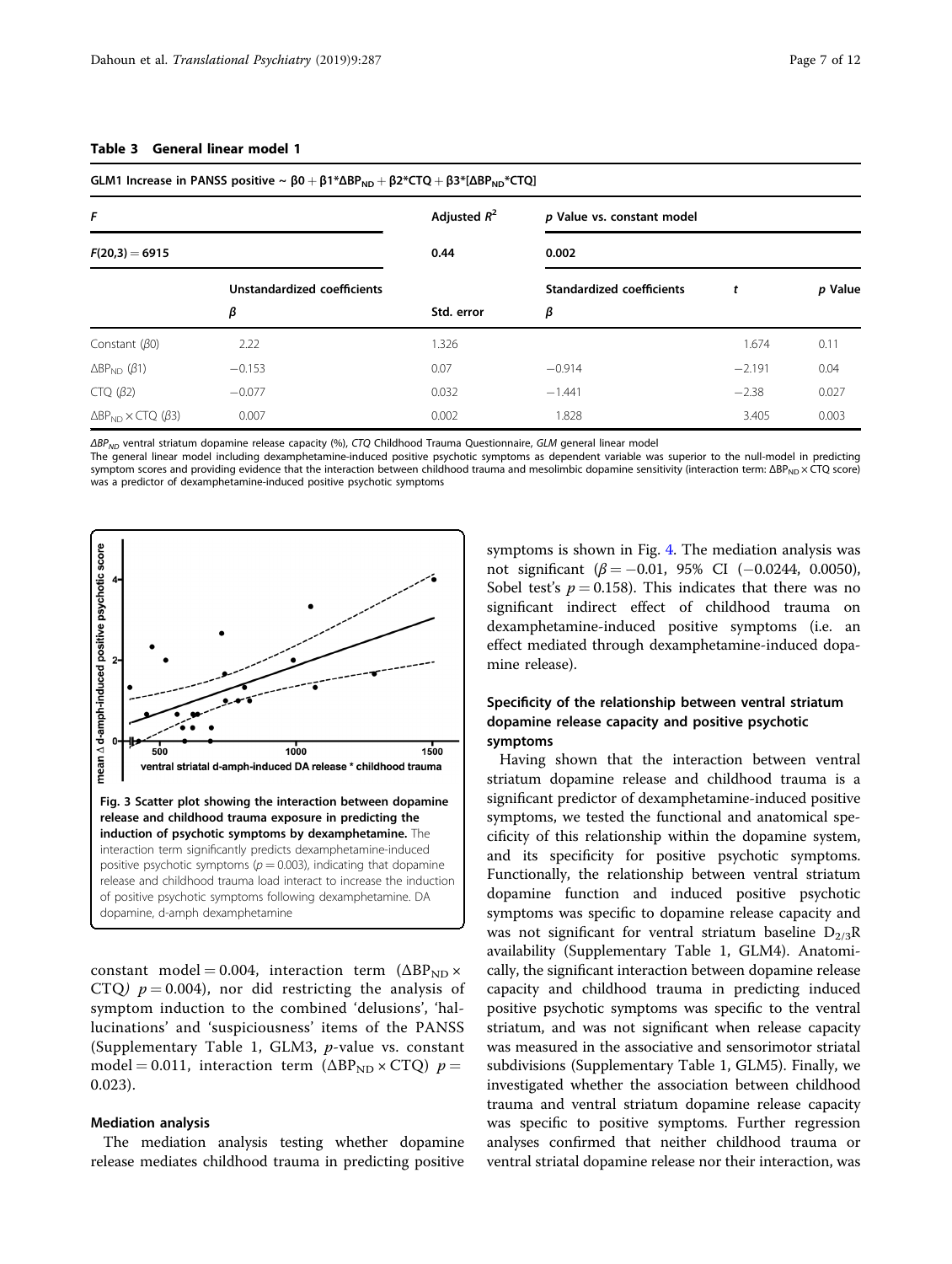**Table 3 General linear model 1**

| GLM1 Increase in PANSS positive ~ $\beta0 + \beta1*\Delta BP_{ND} + \beta2*CTQ + \beta3*[\Delta BP_{ND}*CTQ]$ | | | | | |
|---|---|---|---|---|---|
| ***F*** | | **Adjusted $R^2$** | ***p* Value vs. constant model** | | |
| **$F(20,3) = 6915$** | | **0.44** | **0.002** | | |
| | **Unstandardized coefficients** | | **Standardized coefficients** | ***t*** | ***p* Value** |
| | ***β*** | **Std. error** | ***β*** | | |
| Constant ($\beta0$) | 2.22 | 1.326 | | 1.674 | 0.11 |
| $\Delta BP_{ND}$ ($\beta1$) | −0.153 | 0.07 | −0.914 | −2.191 | 0.04 |
| CTQ ($\beta2$) | −0.077 | 0.032 | −1.441 | −2.38 | 0.027 |
| $\Delta BP_{ND} \times$ CTQ ($\beta3$) | 0.007 | 0.002 | 1.828 | 3.405 | 0.003 |

*$\Delta BP_{ND}$* ventral striatum dopamine release capacity (%), *CTQ* Childhood Trauma Questionnaire, *GLM* general linear model

The general linear model including dexamphetamine-induced positive psychotic symptoms as dependent variable was superior to the null-model in predicting symptom scores and providing evidence that the interaction between childhood trauma and mesolimbic dopamine sensitivity (interaction term: $\Delta BP_{ND} \times$ CTQ score) was a predictor of dexamphetamine-induced positive psychotic symptoms

**Fig. 3 Scatter plot showing the interaction between dopamine release and childhood trauma exposure in predicting the induction of psychotic symptoms by dexamphetamine.** The interaction term significantly predicts dexamphetamine-induced positive psychotic symptoms ($p = 0.003$), indicating that dopamine release and childhood trauma load interact to increase the induction of positive psychotic symptoms following dexamphetamine. DA dopamine, d-amph dexamphetamine

constant model = 0.004, interaction term ($\Delta BP_{ND} \times$ CTQ) $p = 0.004$), nor did restricting the analysis of symptom induction to the combined 'delusions', 'hallucinations' and 'suspiciousness' items of the PANSS (Supplementary Table 1, GLM3, *p*-value vs. constant model = 0.011, interaction term ($\Delta BP_{ND} \times$ CTQ) $p = 0.023$).

### Mediation analysis

The mediation analysis testing whether dopamine release mediates childhood trauma in predicting positive symptoms is shown in Fig. 4. The mediation analysis was not significant ($\beta = -0.01$, 95% CI (−0.0244, 0.0050), Sobel test's $p = 0.158$). This indicates that there was no significant indirect effect of childhood trauma on dexamphetamine-induced positive symptoms (i.e. an effect mediated through dexamphetamine-induced dopamine release).

### Specificity of the relationship between ventral striatum dopamine release capacity and positive psychotic symptoms

Having shown that the interaction between ventral striatum dopamine release and childhood trauma is a significant predictor of dexamphetamine-induced positive symptoms, we tested the functional and anatomical specificity of this relationship within the dopamine system, and its specificity for positive psychotic symptoms. Functionally, the relationship between ventral striatum dopamine function and induced positive psychotic symptoms was specific to dopamine release capacity and was not significant for ventral striatum baseline $D_{2/3}R$ availability (Supplementary Table 1, GLM4). Anatomically, the significant interaction between dopamine release capacity and childhood trauma in predicting induced positive psychotic symptoms was specific to the ventral striatum, and was not significant when release capacity was measured in the associative and sensorimotor striatal subdivisions (Supplementary Table 1, GLM5). Finally, we investigated whether the association between childhood trauma and ventral striatum dopamine release capacity was specific to positive symptoms. Further regression analyses confirmed that neither childhood trauma or ventral striatal dopamine release nor their interaction, was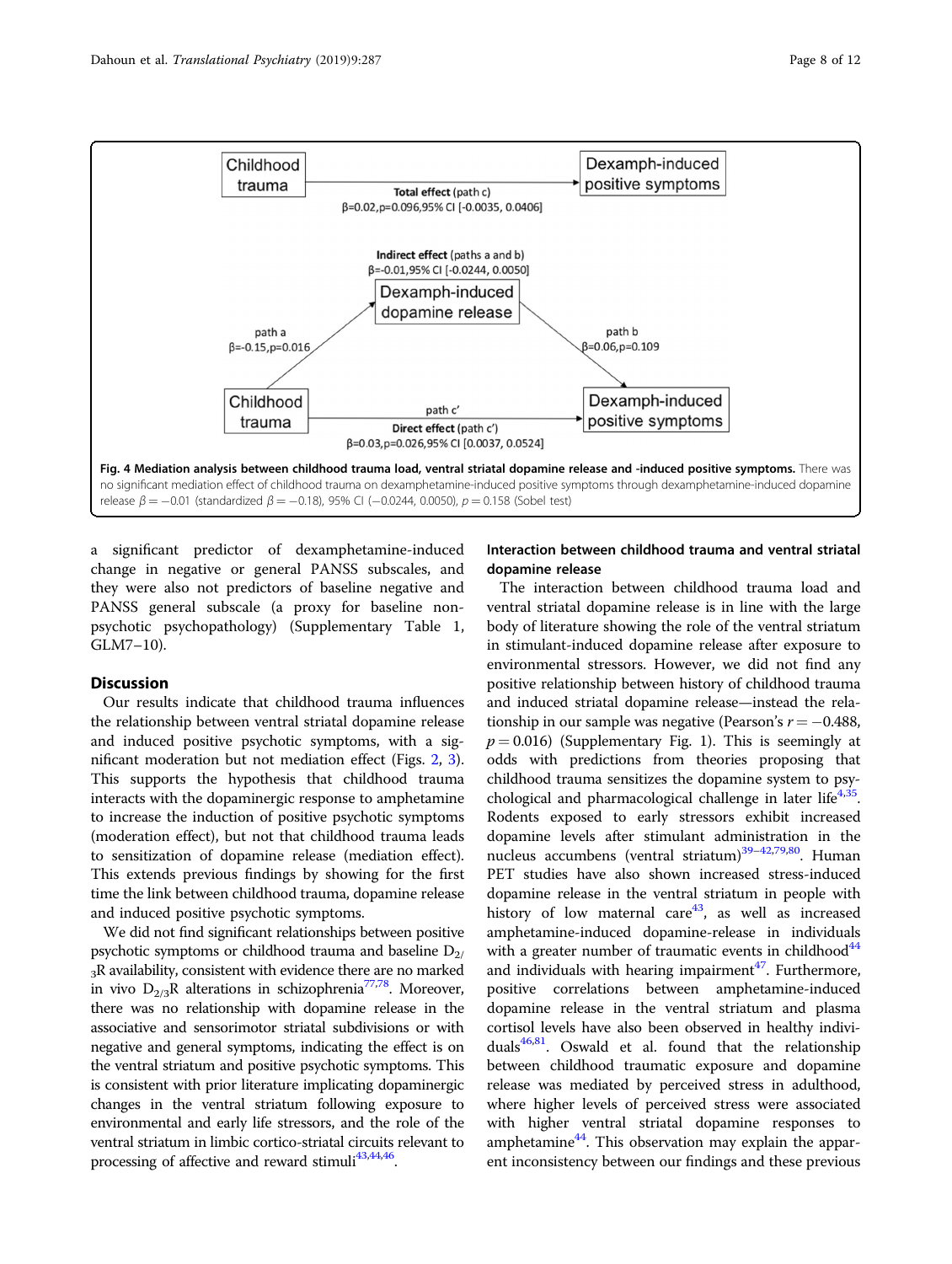Childhood trauma → Dexamph-induced positive symptoms

Total effect (path c)
β=0.02, p=0.096, 95% CI [-0.0035, 0.0406]

Indirect effect (paths a and b)
β=-0.01, 95% CI [-0.0244, 0.0050]

Childhood trauma → Dexamph-induced dopamine release → Dexamph-induced positive symptoms

path a
β=-0.15, p=0.016

path b
β=0.06, p=0.109

path c′
Direct effect (path c′)
β=0.03, p=0.026, 95% CI [0.0037, 0.0524]

**Fig. 4 Mediation analysis between childhood trauma load, ventral striatal dopamine release and -induced positive symptoms.** There was no significant mediation effect of childhood trauma on dexamphetamine-induced positive symptoms through dexamphetamine-induced dopamine release $\beta = -0.01$ (standardized $\beta = -0.18$), 95% CI ($-0.0244$, 0.0050), $p = 0.158$ (Sobel test)

a significant predictor of dexamphetamine-induced change in negative or general PANSS subscales, and they were also not predictors of baseline negative and PANSS general subscale (a proxy for baseline non-psychotic psychopathology) (Supplementary Table 1, GLM7–10).

## Discussion

Our results indicate that childhood trauma influences the relationship between ventral striatal dopamine release and induced positive psychotic symptoms, with a significant moderation but not mediation effect (Figs. 2, 3). This supports the hypothesis that childhood trauma interacts with the dopaminergic response to amphetamine to increase the induction of positive psychotic symptoms (moderation effect), but not that childhood trauma leads to sensitization of dopamine release (mediation effect). This extends previous findings by showing for the first time the link between childhood trauma, dopamine release and induced positive psychotic symptoms.

We did not find significant relationships between positive psychotic symptoms or childhood trauma and baseline $D_{2/3}R$ availability, consistent with evidence there are no marked in vivo $D_{2/3}R$ alterations in schizophrenia[77,78]. Moreover, there was no relationship with dopamine release in the associative and sensorimotor striatal subdivisions or with negative and general symptoms, indicating the effect is on the ventral striatum and positive psychotic symptoms. This is consistent with prior literature implicating dopaminergic changes in the ventral striatum following exposure to environmental and early life stressors, and the role of the ventral striatum in limbic cortico-striatal circuits relevant to processing of affective and reward stimuli[43,44,46].

### Interaction between childhood trauma and ventral striatal dopamine release

The interaction between childhood trauma load and ventral striatal dopamine release is in line with the large body of literature showing the role of the ventral striatum in stimulant-induced dopamine release after exposure to environmental stressors. However, we did not find any positive relationship between history of childhood trauma and induced striatal dopamine release—instead the relationship in our sample was negative (Pearson's $r = -0.488$, $p = 0.016$) (Supplementary Fig. 1). This is seemingly at odds with predictions from theories proposing that childhood trauma sensitizes the dopamine system to psychological and pharmacological challenge in later life[4,35]. Rodents exposed to early stressors exhibit increased dopamine levels after stimulant administration in the nucleus accumbens (ventral striatum)[39–42,79,80]. Human PET studies have also shown increased stress-induced dopamine release in the ventral striatum in people with history of low maternal care[43], as well as increased amphetamine-induced dopamine-release in individuals with a greater number of traumatic events in childhood[44] and individuals with hearing impairment[47]. Furthermore, positive correlations between amphetamine-induced dopamine release in the ventral striatum and plasma cortisol levels have also been observed in healthy individuals[46,81]. Oswald et al. found that the relationship between childhood traumatic exposure and dopamine release was mediated by perceived stress in adulthood, where higher levels of perceived stress were associated with higher ventral striatal dopamine responses to amphetamine[44]. This observation may explain the apparent inconsistency between our findings and these previous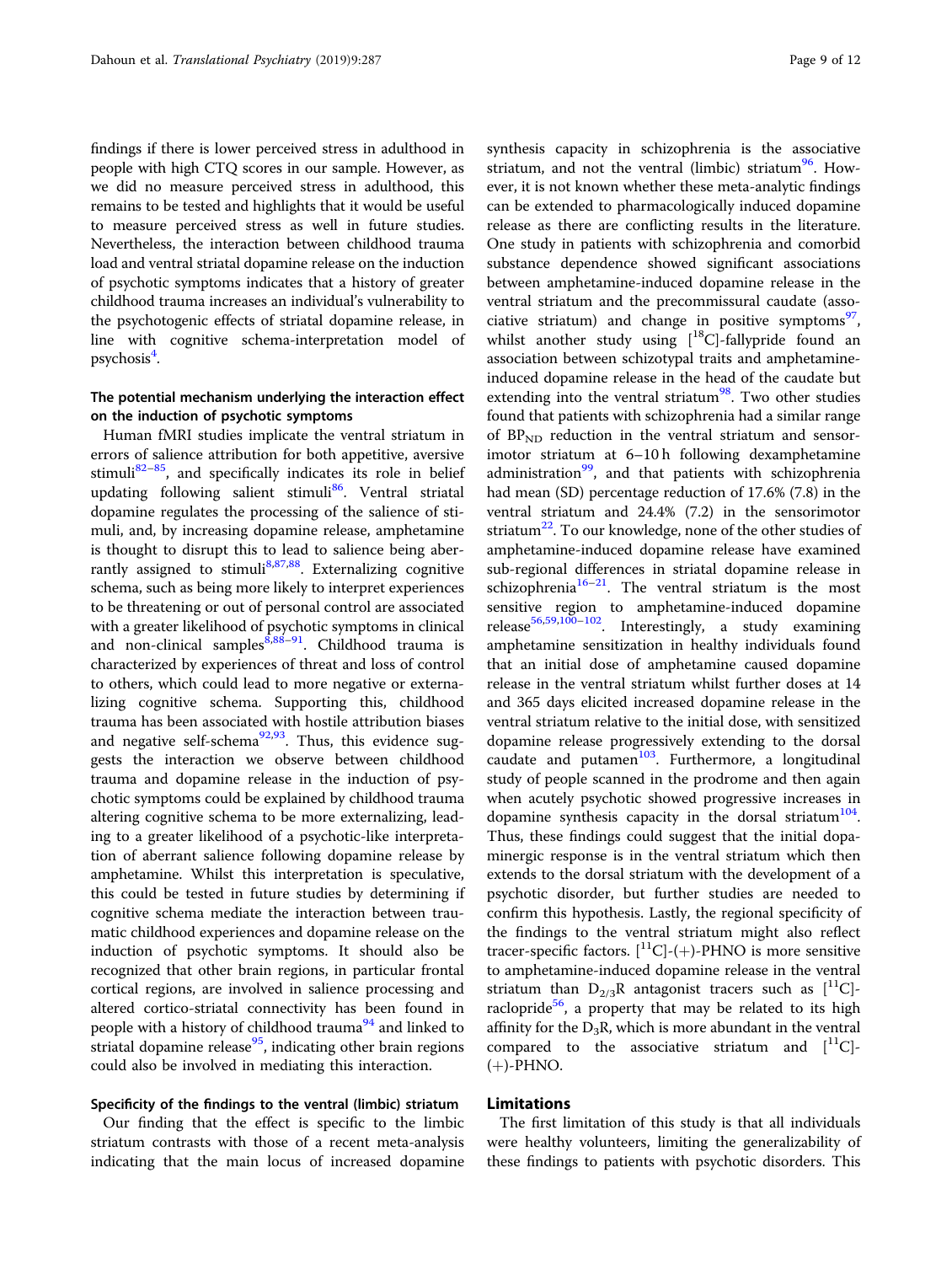findings if there is lower perceived stress in adulthood in people with high CTQ scores in our sample. However, as we did no measure perceived stress in adulthood, this remains to be tested and highlights that it would be useful to measure perceived stress as well in future studies. Nevertheless, the interaction between childhood trauma load and ventral striatal dopamine release on the induction of psychotic symptoms indicates that a history of greater childhood trauma increases an individual's vulnerability to the psychotogenic effects of striatal dopamine release, in line with cognitive schema-interpretation model of psychosis[4].

### The potential mechanism underlying the interaction effect on the induction of psychotic symptoms

Human fMRI studies implicate the ventral striatum in errors of salience attribution for both appetitive, aversive stimuli[82–85], and specifically indicates its role in belief updating following salient stimuli[86]. Ventral striatal dopamine regulates the processing of the salience of stimuli, and, by increasing dopamine release, amphetamine is thought to disrupt this to lead to salience being aberrantly assigned to stimuli[8,87,88]. Externalizing cognitive schema, such as being more likely to interpret experiences to be threatening or out of personal control are associated with a greater likelihood of psychotic symptoms in clinical and non-clinical samples[8,88–91]. Childhood trauma is characterized by experiences of threat and loss of control to others, which could lead to more negative or externalizing cognitive schema. Supporting this, childhood trauma has been associated with hostile attribution biases and negative self-schema[92,93]. Thus, this evidence suggests the interaction we observe between childhood trauma and dopamine release in the induction of psychotic symptoms could be explained by childhood trauma altering cognitive schema to be more externalizing, leading to a greater likelihood of a psychotic-like interpretation of aberrant salience following dopamine release by amphetamine. Whilst this interpretation is speculative, this could be tested in future studies by determining if cognitive schema mediate the interaction between traumatic childhood experiences and dopamine release on the induction of psychotic symptoms. It should also be recognized that other brain regions, in particular frontal cortical regions, are involved in salience processing and altered cortico-striatal connectivity has been found in people with a history of childhood trauma[94] and linked to striatal dopamine release[95], indicating other brain regions could also be involved in mediating this interaction.

### Specificity of the findings to the ventral (limbic) striatum

Our finding that the effect is specific to the limbic striatum contrasts with those of a recent meta-analysis indicating that the main locus of increased dopamine synthesis capacity in schizophrenia is the associative striatum, and not the ventral (limbic) striatum[96]. However, it is not known whether these meta-analytic findings can be extended to pharmacologically induced dopamine release as there are conflicting results in the literature. One study in patients with schizophrenia and comorbid substance dependence showed significant associations between amphetamine-induced dopamine release in the ventral striatum and the precommissural caudate (associative striatum) and change in positive symptoms[97], whilst another study using [$^{18}$C]-fallypride found an association between schizotypal traits and amphetamine-induced dopamine release in the head of the caudate but extending into the ventral striatum[98]. Two other studies found that patients with schizophrenia had a similar range of $BP_{ND}$ reduction in the ventral striatum and sensorimotor striatum at 6–10 h following dexamphetamine administration[99], and that patients with schizophrenia had mean (SD) percentage reduction of 17.6% (7.8) in the ventral striatum and 24.4% (7.2) in the sensorimotor striatum[22]. To our knowledge, none of the other studies of amphetamine-induced dopamine release have examined sub-regional differences in striatal dopamine release in schizophrenia[16–21]. The ventral striatum is the most sensitive region to amphetamine-induced dopamine release[56,59,100–102]. Interestingly, a study examining amphetamine sensitization in healthy individuals found that an initial dose of amphetamine caused dopamine release in the ventral striatum whilst further doses at 14 and 365 days elicited increased dopamine release in the ventral striatum relative to the initial dose, with sensitized dopamine release progressively extending to the dorsal caudate and putamen[103]. Furthermore, a longitudinal study of people scanned in the prodrome and then again when acutely psychotic showed progressive increases in dopamine synthesis capacity in the dorsal striatum[104]. Thus, these findings could suggest that the initial dopaminergic response is in the ventral striatum which then extends to the dorsal striatum with the development of a psychotic disorder, but further studies are needed to confirm this hypothesis. Lastly, the regional specificity of the findings to the ventral striatum might also reflect tracer-specific factors. [$^{11}$C]-(+)-PHNO is more sensitive to amphetamine-induced dopamine release in the ventral striatum than $D_{2/3}R$ antagonist tracers such as [$^{11}$C]-raclopride[56], a property that may be related to its high affinity for the $D_3R$, which is more abundant in the ventral compared to the associative striatum and [$^{11}$C]-(+)-PHNO.

## Limitations

The first limitation of this study is that all individuals were healthy volunteers, limiting the generalizability of these findings to patients with psychotic disorders. This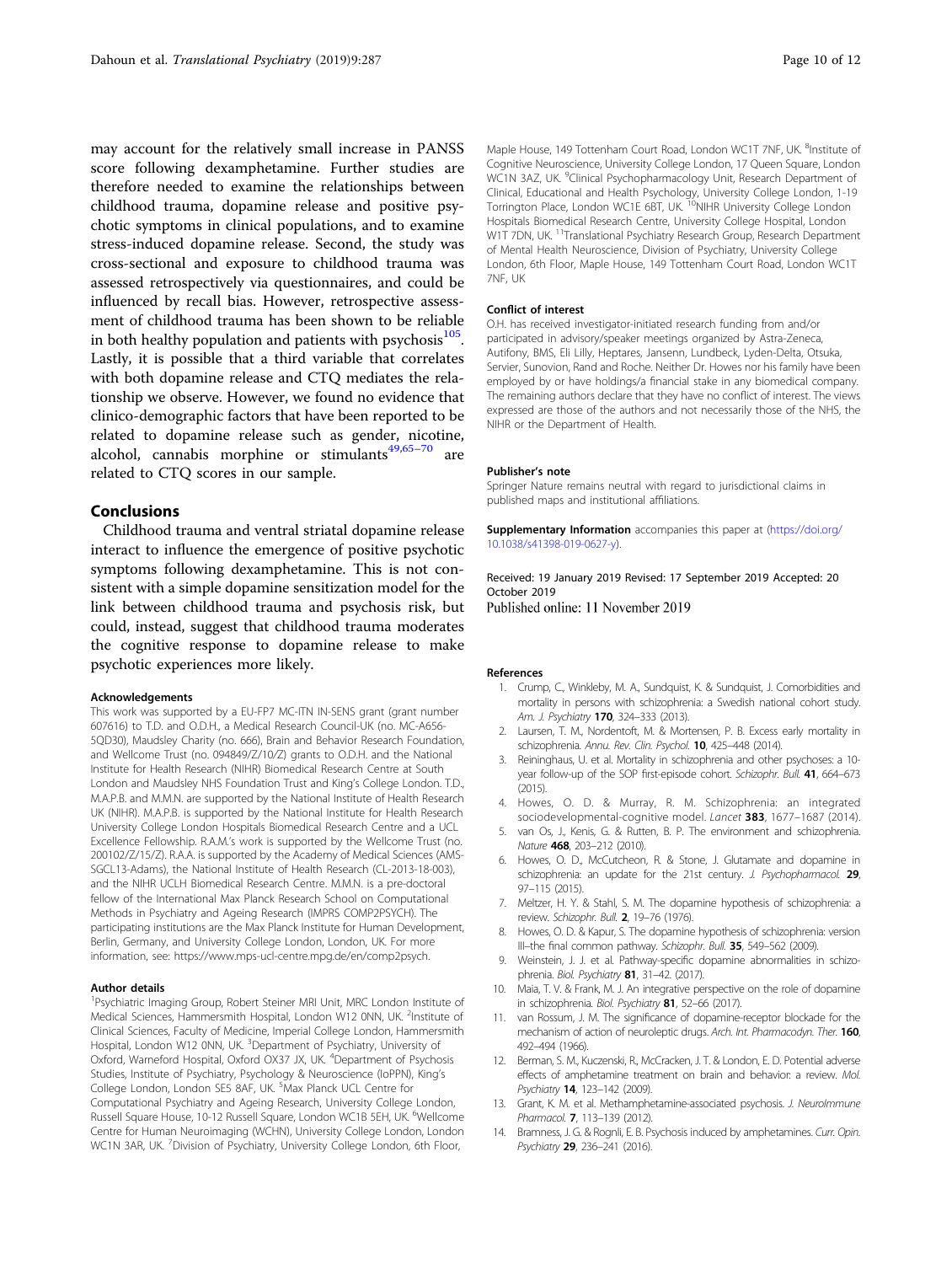may account for the relatively small increase in PANSS score following dexamphetamine. Further studies are therefore needed to examine the relationships between childhood trauma, dopamine release and positive psychotic symptoms in clinical populations, and to examine stress-induced dopamine release. Second, the study was cross-sectional and exposure to childhood trauma was assessed retrospectively via questionnaires, and could be influenced by recall bias. However, retrospective assessment of childhood trauma has been shown to be reliable in both healthy population and patients with psychosis[105]. Lastly, it is possible that a third variable that correlates with both dopamine release and CTQ mediates the relationship we observe. However, we found no evidence that clinico-demographic factors that have been reported to be related to dopamine release such as gender, nicotine, alcohol, cannabis morphine or stimulants[49,65–70] are related to CTQ scores in our sample.

## Conclusions

Childhood trauma and ventral striatal dopamine release interact to influence the emergence of positive psychotic symptoms following dexamphetamine. This is not consistent with a simple dopamine sensitization model for the link between childhood trauma and psychosis risk, but could, instead, suggest that childhood trauma moderates the cognitive response to dopamine release to make psychotic experiences more likely.

#### Acknowledgements

This work was supported by a EU-FP7 MC-ITN IN-SENS grant (grant number 607616) to T.D. and O.D.H., a Medical Research Council-UK (no. MC-A656-5QD30), Maudsley Charity (no. 666), Brain and Behavior Research Foundation, and Wellcome Trust (no. 094849/Z/10/Z) grants to O.D.H. and the National Institute for Health Research (NIHR) Biomedical Research Centre at South London and Maudsley NHS Foundation Trust and King's College London. T.D., M.A.P.B. and M.M.N. are supported by the National Institute of Health Research UK (NIHR). M.A.P.B. is supported by the National Institute for Health Research University College London Hospitals Biomedical Research Centre and a UCL Excellence Fellowship. R.A.M.'s work is supported by the Wellcome Trust (no. 200102/Z/15/Z). R.A.A. is supported by the Academy of Medical Sciences (AMS-SGCL13-Adams), the National Institute of Health Research (CL-2013-18-003), and the NIHR UCLH Biomedical Research Centre. M.M.N. is a pre-doctoral fellow of the International Max Planck Research School on Computational Methods in Psychiatry and Ageing Research (IMPRS COMP2PSYCH). The participating institutions are the Max Planck Institute for Human Development, Berlin, Germany, and University College London, London, UK. For more information, see: https://www.mps-ucl-centre.mpg.de/en/comp2psych.

#### Author details

[1]Psychiatric Imaging Group, Robert Steiner MRI Unit, MRC London Institute of Medical Sciences, Hammersmith Hospital, London W12 0NN, UK. [2]Institute of Clinical Sciences, Faculty of Medicine, Imperial College London, Hammersmith Hospital, London W12 0NN, UK. [3]Department of Psychiatry, University of Oxford, Warneford Hospital, Oxford OX37 JX, UK. [4]Department of Psychosis Studies, Institute of Psychiatry, Psychology & Neuroscience (IoPPN), King's College London, London SE5 8AF, UK. [5]Max Planck UCL Centre for Computational Psychiatry and Ageing Research, University College London, Russell Square House, 10-12 Russell Square, London WC1B 5EH, UK. [6]Wellcome Centre for Human Neuroimaging (WCHN), University College London, London WC1N 3AR, UK. [7]Division of Psychiatry, University College London, 6th Floor, Maple House, 149 Tottenham Court Road, London WC1T 7NF, UK. [8]Institute of Cognitive Neuroscience, University College London, 17 Queen Square, London WC1N 3AZ, UK. [9]Clinical Psychopharmacology Unit, Research Department of Clinical, Educational and Health Psychology, University College London, 1-19 Torrington Place, London WC1E 6BT, UK. [10]NIHR University College London Hospitals Biomedical Research Centre, University College Hospital, London W1T 7DN, UK. [11]Translational Psychiatry Research Group, Research Department of Mental Health Neuroscience, Division of Psychiatry, University College London, 6th Floor, Maple House, 149 Tottenham Court Road, London WC1T 7NF, UK

#### Conflict of interest

O.H. has received investigator-initiated research funding from and/or participated in advisory/speaker meetings organized by Astra-Zeneca, Autifony, BMS, Eli Lilly, Heptares, Jansenn, Lundbeck, Lyden-Delta, Otsuka, Servier, Sunovion, Rand and Roche. Neither Dr. Howes nor his family have been employed by or have holdings/a financial stake in any biomedical company. The remaining authors declare that they have no conflict of interest. The views expressed are those of the authors and not necessarily those of the NHS, the NIHR or the Department of Health.

#### Publisher's note

Springer Nature remains neutral with regard to jurisdictional claims in published maps and institutional affiliations.

**Supplementary Information** accompanies this paper at (https://doi.org/10.1038/s41398-019-0627-y).

Received: 19 January 2019 Revised: 17 September 2019 Accepted: 20 October 2019
Published online: 11 November 2019

#### References

1. Crump, C., Winkleby, M. A., Sundquist, K. & Sundquist, J. Comorbidities and mortality in persons with schizophrenia: a Swedish national cohort study. *Am. J. Psychiatry* **170**, 324–333 (2013).
2. Laursen, T. M., Nordentoft, M. & Mortensen, P. B. Excess early mortality in schizophrenia. *Annu. Rev. Clin. Psychol.* **10**, 425–448 (2014).
3. Reininghaus, U. et al. Mortality in schizophrenia and other psychoses: a 10-year follow-up of the SOP first-episode cohort. *Schizophr. Bull.* **41**, 664–673 (2015).
4. Howes, O. D. & Murray, R. M. Schizophrenia: an integrated sociodevelopmental-cognitive model. *Lancet* **383**, 1677–1687 (2014).
5. van Os, J., Kenis, G. & Rutten, B. P. The environment and schizophrenia. *Nature* **468**, 203–212 (2010).
6. Howes, O. D., McCutcheon, R. & Stone, J. Glutamate and dopamine in schizophrenia: an update for the 21st century. *J. Psychopharmacol.* **29**, 97–115 (2015).
7. Meltzer, H. Y. & Stahl, S. M. The dopamine hypothesis of schizophrenia: a review. *Schizophr. Bull.* **2**, 19–76 (1976).
8. Howes, O. D. & Kapur, S. The dopamine hypothesis of schizophrenia: version III–the final common pathway. *Schizophr. Bull.* **35**, 549–562 (2009).
9. Weinstein, J. J. et al. Pathway-specific dopamine abnormalities in schizophrenia. *Biol. Psychiatry* **81**, 31–42. (2017).
10. Maia, T. V. & Frank, M. J. An integrative perspective on the role of dopamine in schizophrenia. *Biol. Psychiatry* **81**, 52–66 (2017).
11. van Rossum, J. M. The significance of dopamine-receptor blockade for the mechanism of action of neuroleptic drugs. *Arch. Int. Pharmacodyn. Ther.* **160**, 492–494 (1966).
12. Berman, S. M., Kuczenski, R., McCracken, J. T. & London, E. D. Potential adverse effects of amphetamine treatment on brain and behavior: a review. *Mol. Psychiatry* **14**, 123–142 (2009).
13. Grant, K. M. et al. Methamphetamine-associated psychosis. *J. NeuroImmune Pharmacol.* **7**, 113–139 (2012).
14. Bramness, J. G. & Rognli, E. B. Psychosis induced by amphetamines. *Curr. Opin. Psychiatry* **29**, 236–241 (2016).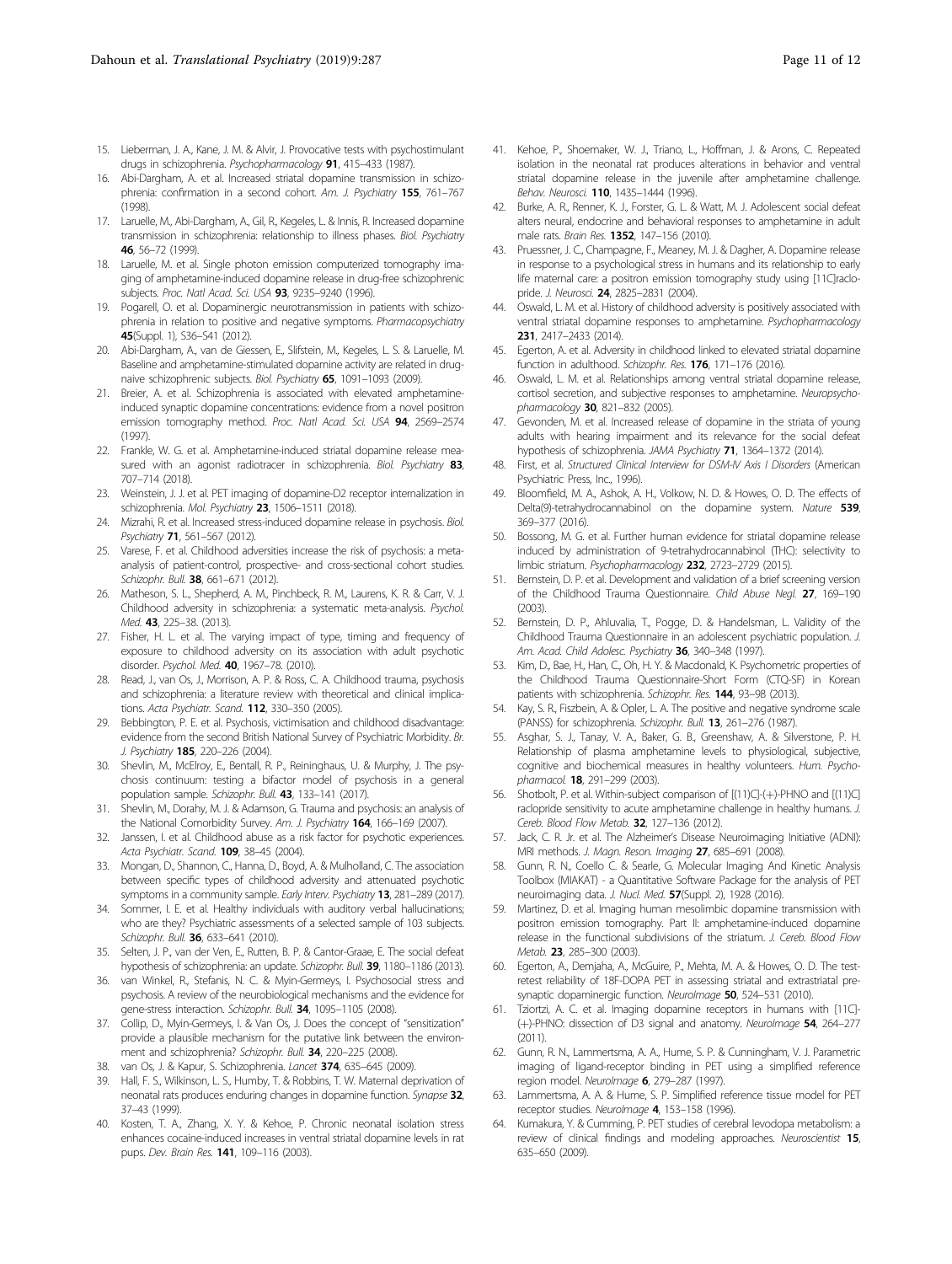15. Lieberman, J. A., Kane, J. M. & Alvir, J. Provocative tests with psychostimulant drugs in schizophrenia. *Psychopharmacology* **91**, 415–433 (1987).
16. Abi-Dargham, A. et al. Increased striatal dopamine transmission in schizophrenia: confirmation in a second cohort. *Am. J. Psychiatry* **155**, 761–767 (1998).
17. Laruelle, M., Abi-Dargham, A., Gil, R., Kegeles, L. & Innis, R. Increased dopamine transmission in schizophrenia: relationship to illness phases. *Biol. Psychiatry* **46**, 56–72 (1999).
18. Laruelle, M. et al. Single photon emission computerized tomography imaging of amphetamine-induced dopamine release in drug-free schizophrenic subjects. *Proc. Natl Acad. Sci. USA* **93**, 9235–9240 (1996).
19. Pogarell, O. et al. Dopaminergic neurotransmission in patients with schizophrenia in relation to positive and negative symptoms. *Pharmacopsychiatry* **45**(Suppl. 1), S36–S41 (2012).
20. Abi-Dargham, A., van de Giessen, E., Slifstein, M., Kegeles, L. S. & Laruelle, M. Baseline and amphetamine-stimulated dopamine activity are related in drug-naive schizophrenic subjects. *Biol. Psychiatry* **65**, 1091–1093 (2009).
21. Breier, A. et al. Schizophrenia is associated with elevated amphetamine-induced synaptic dopamine concentrations: evidence from a novel positron emission tomography method. *Proc. Natl Acad. Sci. USA* **94**, 2569–2574 (1997).
22. Frankle, W. G. et al. Amphetamine-induced striatal dopamine release measured with an agonist radiotracer in schizophrenia. *Biol. Psychiatry* **83**, 707–714 (2018).
23. Weinstein, J. J. et al. PET imaging of dopamine-D2 receptor internalization in schizophrenia. *Mol. Psychiatry* **23**, 1506–1511 (2018).
24. Mizrahi, R. et al. Increased stress-induced dopamine release in psychosis. *Biol. Psychiatry* **71**, 561–567 (2012).
25. Varese, F. et al. Childhood adversities increase the risk of psychosis: a meta-analysis of patient-control, prospective- and cross-sectional cohort studies. *Schizophr. Bull.* **38**, 661–671 (2012).
26. Matheson, S. L., Shepherd, A. M., Pinchbeck, R. M., Laurens, K. R. & Carr, V. J. Childhood adversity in schizophrenia: a systematic meta-analysis. *Psychol. Med.* **43**, 225–38. (2013).
27. Fisher, H. L. et al. The varying impact of type, timing and frequency of exposure to childhood adversity on its association with adult psychotic disorder. *Psychol. Med.* **40**, 1967–78. (2010).
28. Read, J., van Os, J., Morrison, A. P. & Ross, C. A. Childhood trauma, psychosis and schizophrenia: a literature review with theoretical and clinical implications. *Acta Psychiatr. Scand.* **112**, 330–350 (2005).
29. Bebbington, P. E. et al. Psychosis, victimisation and childhood disadvantage: evidence from the second British National Survey of Psychiatric Morbidity. *Br. J. Psychiatry* **185**, 220–226 (2004).
30. Shevlin, M., McElroy, E., Bentall, R. P., Reininghaus, U. & Murphy, J. The psychosis continuum: testing a bifactor model of psychosis in a general population sample. *Schizophr. Bull.* **43**, 133–141 (2017).
31. Shevlin, M., Dorahy, M. J. & Adamson, G. Trauma and psychosis: an analysis of the National Comorbidity Survey. *Am. J. Psychiatry* **164**, 166–169 (2007).
32. Janssen, I. et al. Childhood abuse as a risk factor for psychotic experiences. *Acta Psychiatr. Scand.* **109**, 38–45 (2004).
33. Mongan, D., Shannon, C., Hanna, D., Boyd, A. & Mulholland, C. The association between specific types of childhood adversity and attenuated psychotic symptoms in a community sample. *Early Interv. Psychiatry* **13**, 281–289 (2017).
34. Sommer, I. E. et al. Healthy individuals with auditory verbal hallucinations; who are they? Psychiatric assessments of a selected sample of 103 subjects. *Schizophr. Bull.* **36**, 633–641 (2010).
35. Selten, J. P., van der Ven, E., Rutten, B. P. & Cantor-Graae, E. The social defeat hypothesis of schizophrenia: an update. *Schizophr. Bull.* **39**, 1180–1186 (2013).
36. van Winkel, R., Stefanis, N. C. & Myin-Germeys, I. Psychosocial stress and psychosis. A review of the neurobiological mechanisms and the evidence for gene-stress interaction. *Schizophr. Bull.* **34**, 1095–1105 (2008).
37. Collip, D., Myin-Germeys, I. & Van Os, J. Does the concept of "sensitization" provide a plausible mechanism for the putative link between the environment and schizophrenia? *Schizophr. Bull.* **34**, 220–225 (2008).
38. van Os, J. & Kapur, S. Schizophrenia. *Lancet* **374**, 635–645 (2009).
39. Hall, F. S., Wilkinson, L. S., Humby, T. & Robbins, T. W. Maternal deprivation of neonatal rats produces enduring changes in dopamine function. *Synapse* **32**, 37–43 (1999).
40. Kosten, T. A., Zhang, X. Y. & Kehoe, P. Chronic neonatal isolation stress enhances cocaine-induced increases in ventral striatal dopamine levels in rat pups. *Dev. Brain Res.* **141**, 109–116 (2003).
41. Kehoe, P., Shoemaker, W. J., Triano, L., Hoffman, J. & Arons, C. Repeated isolation in the neonatal rat produces alterations in behavior and ventral striatal dopamine release in the juvenile after amphetamine challenge. *Behav. Neurosci.* **110**, 1435–1444 (1996).
42. Burke, A. R., Renner, K. J., Forster, G. L. & Watt, M. J. Adolescent social defeat alters neural, endocrine and behavioral responses to amphetamine in adult male rats. *Brain Res.* **1352**, 147–156 (2010).
43. Pruessner, J. C., Champagne, F., Meaney, M. J. & Dagher, A. Dopamine release in response to a psychological stress in humans and its relationship to early life maternal care: a positron emission tomography study using [11C]raclopride. *J. Neurosci.* **24**, 2825–2831 (2004).
44. Oswald, L. M. et al. History of childhood adversity is positively associated with ventral striatal dopamine responses to amphetamine. *Psychopharmacology* **231**, 2417–2433 (2014).
45. Egerton, A. et al. Adversity in childhood linked to elevated striatal dopamine function in adulthood. *Schizophr. Res.* **176**, 171–176 (2016).
46. Oswald, L. M. et al. Relationships among ventral striatal dopamine release, cortisol secretion, and subjective responses to amphetamine. *Neuropsychopharmacology* **30**, 821–832 (2005).
47. Gevonden, M. et al. Increased release of dopamine in the striata of young adults with hearing impairment and its relevance for the social defeat hypothesis of schizophrenia. *JAMA Psychiatry* **71**, 1364–1372 (2014).
48. First, et al. *Structured Clinical Interview for DSM-IV Axis I Disorders* (American Psychiatric Press, Inc., 1996).
49. Bloomfield, M. A., Ashok, A. H., Volkow, N. D. & Howes, O. D. The effects of Delta(9)-tetrahydrocannabinol on the dopamine system. *Nature* **539**, 369–377 (2016).
50. Bossong, M. G. et al. Further human evidence for striatal dopamine release induced by administration of 9-tetrahydrocannabinol (THC): selectivity to limbic striatum. *Psychopharmacology* **232**, 2723–2729 (2015).
51. Bernstein, D. P. et al. Development and validation of a brief screening version of the Childhood Trauma Questionnaire. *Child Abuse Negl.* **27**, 169–190 (2003).
52. Bernstein, D. P., Ahluvalia, T., Pogge, D. & Handelsman, L. Validity of the Childhood Trauma Questionnaire in an adolescent psychiatric population. *J. Am. Acad. Child Adolesc. Psychiatry* **36**, 340–348 (1997).
53. Kim, D., Bae, H., Han, C., Oh, H. Y. & Macdonald, K. Psychometric properties of the Childhood Trauma Questionnaire-Short Form (CTQ-SF) in Korean patients with schizophrenia. *Schizophr. Res.* **144**, 93–98 (2013).
54. Kay, S. R., Fiszbein, A. & Opler, L. A. The positive and negative syndrome scale (PANSS) for schizophrenia. *Schizophr. Bull.* **13**, 261–276 (1987).
55. Asghar, S. J., Tanay, V. A., Baker, G. B., Greenshaw, A. & Silverstone, P. H. Relationship of plasma amphetamine levels to physiological, subjective, cognitive and biochemical measures in healthy volunteers. *Hum. Psychopharmacol.* **18**, 291–299 (2003).
56. Shotbolt, P. et al. Within-subject comparison of [(11)C]-(+)-PHNO and [(11)C] raclopride sensitivity to acute amphetamine challenge in healthy humans. *J. Cereb. Blood Flow Metab.* **32**, 127–136 (2012).
57. Jack, C. R. Jr. et al. The Alzheimer's Disease Neuroimaging Initiative (ADNI): MRI methods. *J. Magn. Reson. Imaging* **27**, 685–691 (2008).
58. Gunn, R. N., Coello C. & Searle, G. Molecular Imaging And Kinetic Analysis Toolbox (MIAKAT) - a Quantitative Software Package for the analysis of PET neuroimaging data. *J. Nucl. Med.* **57**(Suppl. 2), 1928 (2016).
59. Martinez, D. et al. Imaging human mesolimbic dopamine transmission with positron emission tomography. Part II: amphetamine-induced dopamine release in the functional subdivisions of the striatum. *J. Cereb. Blood Flow Metab.* **23**, 285–300 (2003).
60. Egerton, A., Demjaha, A., McGuire, P., Mehta, M. A. & Howes, O. D. The test-retest reliability of 18F-DOPA PET in assessing striatal and extrastriatal presynaptic dopaminergic function. *NeuroImage* **50**, 524–531 (2010).
61. Tziortzi, A. C. et al. Imaging dopamine receptors in humans with [11C]-(+)-PHNO: dissection of D3 signal and anatomy. *NeuroImage* **54**, 264–277 (2011).
62. Gunn, R. N., Lammertsma, A. A., Hume, S. P. & Cunningham, V. J. Parametric imaging of ligand-receptor binding in PET using a simplified reference region model. *NeuroImage* **6**, 279–287 (1997).
63. Lammertsma, A. A. & Hume, S. P. Simplified reference tissue model for PET receptor studies. *NeuroImage* **4**, 153–158 (1996).
64. Kumakura, Y. & Cumming, P. PET studies of cerebral levodopa metabolism: a review of clinical findings and modeling approaches. *Neuroscientist* **15**, 635–650 (2009).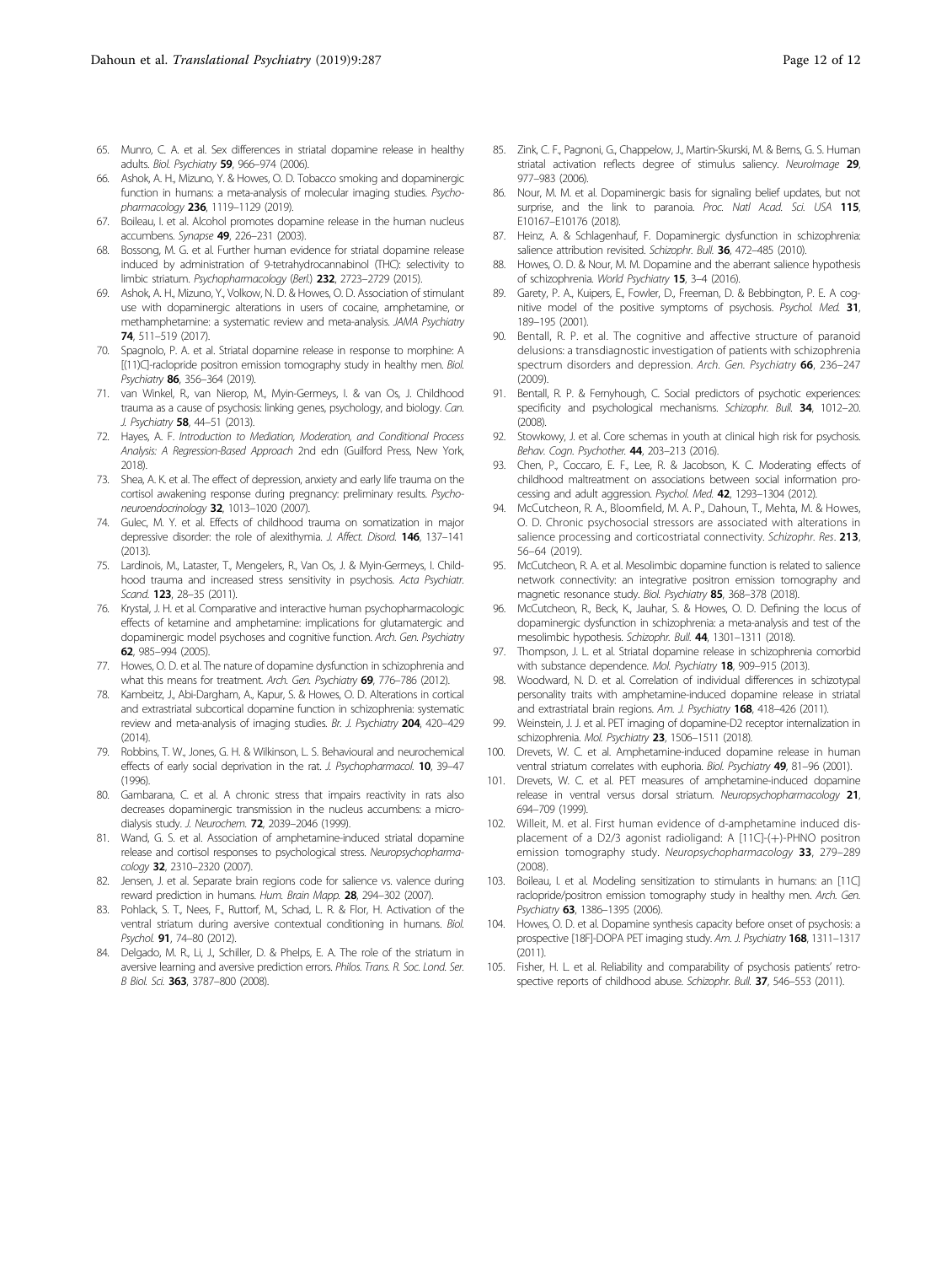65. Munro, C. A. et al. Sex differences in striatal dopamine release in healthy adults. *Biol. Psychiatry* **59**, 966–974 (2006).
66. Ashok, A. H., Mizuno, Y. & Howes, O. D. Tobacco smoking and dopaminergic function in humans: a meta-analysis of molecular imaging studies. *Psychopharmacology* **236**, 1119–1129 (2019).
67. Boileau, I. et al. Alcohol promotes dopamine release in the human nucleus accumbens. *Synapse* **49**, 226–231 (2003).
68. Bossong, M. G. et al. Further human evidence for striatal dopamine release induced by administration of 9-tetrahydrocannabinol (THC): selectivity to limbic striatum. *Psychopharmacology* (*Berl.*) **232**, 2723–2729 (2015).
69. Ashok, A. H., Mizuno, Y., Volkow, N. D. & Howes, O. D. Association of stimulant use with dopaminergic alterations in users of cocaine, amphetamine, or methamphetamine: a systematic review and meta-analysis. *JAMA Psychiatry* **74**, 511–519 (2017).
70. Spagnolo, P. A. et al. Striatal dopamine release in response to morphine: A [(11)C]-raclopride positron emission tomography study in healthy men. *Biol. Psychiatry* **86**, 356–364 (2019).
71. van Winkel, R., van Nierop, M., Myin-Germeys, I. & van Os, J. Childhood trauma as a cause of psychosis: linking genes, psychology, and biology. *Can. J. Psychiatry* **58**, 44–51 (2013).
72. Hayes, A. F. *Introduction to Mediation, Moderation, and Conditional Process Analysis: A Regression-Based Approach* 2nd edn (Guilford Press, New York, 2018).
73. Shea, A. K. et al. The effect of depression, anxiety and early life trauma on the cortisol awakening response during pregnancy: preliminary results. *Psychoneuroendocrinology* **32**, 1013–1020 (2007).
74. Gulec, M. Y. et al. Effects of childhood trauma on somatization in major depressive disorder: the role of alexithymia. *J. Affect. Disord.* **146**, 137–141 (2013).
75. Lardinois, M., Lataster, T., Mengelers, R., Van Os, J. & Myin-Germeys, I. Childhood trauma and increased stress sensitivity in psychosis. *Acta Psychiatr. Scand.* **123**, 28–35 (2011).
76. Krystal, J. H. et al. Comparative and interactive human psychopharmacologic effects of ketamine and amphetamine: implications for glutamatergic and dopaminergic model psychoses and cognitive function. *Arch. Gen. Psychiatry* **62**, 985–994 (2005).
77. Howes, O. D. et al. The nature of dopamine dysfunction in schizophrenia and what this means for treatment. *Arch. Gen. Psychiatry* **69**, 776–786 (2012).
78. Kambeitz, J., Abi-Dargham, A., Kapur, S. & Howes, O. D. Alterations in cortical and extrastriatal subcortical dopamine function in schizophrenia: systematic review and meta-analysis of imaging studies. *Br. J. Psychiatry* **204**, 420–429 (2014).
79. Robbins, T. W., Jones, G. H. & Wilkinson, L. S. Behavioural and neurochemical effects of early social deprivation in the rat. *J. Psychopharmacol.* **10**, 39–47 (1996).
80. Gambarana, C. et al. A chronic stress that impairs reactivity in rats also decreases dopaminergic transmission in the nucleus accumbens: a microdialysis study. *J. Neurochem.* **72**, 2039–2046 (1999).
81. Wand, G. S. et al. Association of amphetamine-induced striatal dopamine release and cortisol responses to psychological stress. *Neuropsychopharmacology* **32**, 2310–2320 (2007).
82. Jensen, J. et al. Separate brain regions code for salience vs. valence during reward prediction in humans. *Hum. Brain Mapp.* **28**, 294–302 (2007).
83. Pohlack, S. T., Nees, F., Ruttorf, M., Schad, L. R. & Flor, H. Activation of the ventral striatum during aversive contextual conditioning in humans. *Biol. Psychol.* **91**, 74–80 (2012).
84. Delgado, M. R., Li, J., Schiller, D. & Phelps, E. A. The role of the striatum in aversive learning and aversive prediction errors. *Philos. Trans. R. Soc. Lond. Ser. B Biol. Sci.* **363**, 3787–800 (2008).
85. Zink, C. F., Pagnoni, G., Chappelow, J., Martin-Skurski, M. & Berns, G. S. Human striatal activation reflects degree of stimulus saliency. *NeuroImage* **29**, 977–983 (2006).
86. Nour, M. M. et al. Dopaminergic basis for signaling belief updates, but not surprise, and the link to paranoia. *Proc. Natl Acad. Sci. USA* **115**, E10167–E10176 (2018).
87. Heinz, A. & Schlagenhauf, F. Dopaminergic dysfunction in schizophrenia: salience attribution revisited. *Schizophr. Bull.* **36**, 472–485 (2010).
88. Howes, O. D. & Nour, M. M. Dopamine and the aberrant salience hypothesis of schizophrenia. *World Psychiatry* **15**, 3–4 (2016).
89. Garety, P. A., Kuipers, E., Fowler, D., Freeman, D. & Bebbington, P. E. A cognitive model of the positive symptoms of psychosis. *Psychol. Med.* **31**, 189–195 (2001).
90. Bentall, R. P. et al. The cognitive and affective structure of paranoid delusions: a transdiagnostic investigation of patients with schizophrenia spectrum disorders and depression. *Arch. Gen. Psychiatry* **66**, 236–247 (2009).
91. Bentall, R. P. & Fernyhough, C. Social predictors of psychotic experiences: specificity and psychological mechanisms. *Schizophr. Bull.* **34**, 1012–20. (2008).
92. Stowkowy, J. et al. Core schemas in youth at clinical high risk for psychosis. *Behav. Cogn. Psychother.* **44**, 203–213 (2016).
93. Chen, P., Coccaro, E. F., Lee, R. & Jacobson, K. C. Moderating effects of childhood maltreatment on associations between social information processing and adult aggression. *Psychol. Med.* **42**, 1293–1304 (2012).
94. McCutcheon, R. A., Bloomfield, M. A. P., Dahoun, T., Mehta, M. & Howes, O. D. Chronic psychosocial stressors are associated with alterations in salience processing and corticostriatal connectivity. *Schizophr. Res*. **213**, 56–64 (2019).
95. McCutcheon, R. A. et al. Mesolimbic dopamine function is related to salience network connectivity: an integrative positron emission tomography and magnetic resonance study. *Biol. Psychiatry* **85**, 368–378 (2018).
96. McCutcheon, R., Beck, K., Jauhar, S. & Howes, O. D. Defining the locus of dopaminergic dysfunction in schizophrenia: a meta-analysis and test of the mesolimbic hypothesis. *Schizophr. Bull.* **44**, 1301–1311 (2018).
97. Thompson, J. L. et al. Striatal dopamine release in schizophrenia comorbid with substance dependence. *Mol. Psychiatry* **18**, 909–915 (2013).
98. Woodward, N. D. et al. Correlation of individual differences in schizotypal personality traits with amphetamine-induced dopamine release in striatal and extrastriatal brain regions. *Am. J. Psychiatry* **168**, 418–426 (2011).
99. Weinstein, J. J. et al. PET imaging of dopamine-D2 receptor internalization in schizophrenia. *Mol. Psychiatry* **23**, 1506–1511 (2018).
100. Drevets, W. C. et al. Amphetamine-induced dopamine release in human ventral striatum correlates with euphoria. *Biol. Psychiatry* **49**, 81–96 (2001).
101. Drevets, W. C. et al. PET measures of amphetamine-induced dopamine release in ventral versus dorsal striatum. *Neuropsychopharmacology* **21**, 694–709 (1999).
102. Willeit, M. et al. First human evidence of d-amphetamine induced displacement of a D2/3 agonist radioligand: A [11C]-(+)-PHNO positron emission tomography study. *Neuropsychopharmacology* **33**, 279–289 (2008).
103. Boileau, I. et al. Modeling sensitization to stimulants in humans: an [11C] raclopride/positron emission tomography study in healthy men. *Arch. Gen. Psychiatry* **63**, 1386–1395 (2006).
104. Howes, O. D. et al. Dopamine synthesis capacity before onset of psychosis: a prospective [18F]-DOPA PET imaging study. *Am. J. Psychiatry* **168**, 1311–1317 (2011).
105. Fisher, H. L. et al. Reliability and comparability of psychosis patients' retrospective reports of childhood abuse. *Schizophr. Bull.* **37**, 546–553 (2011).